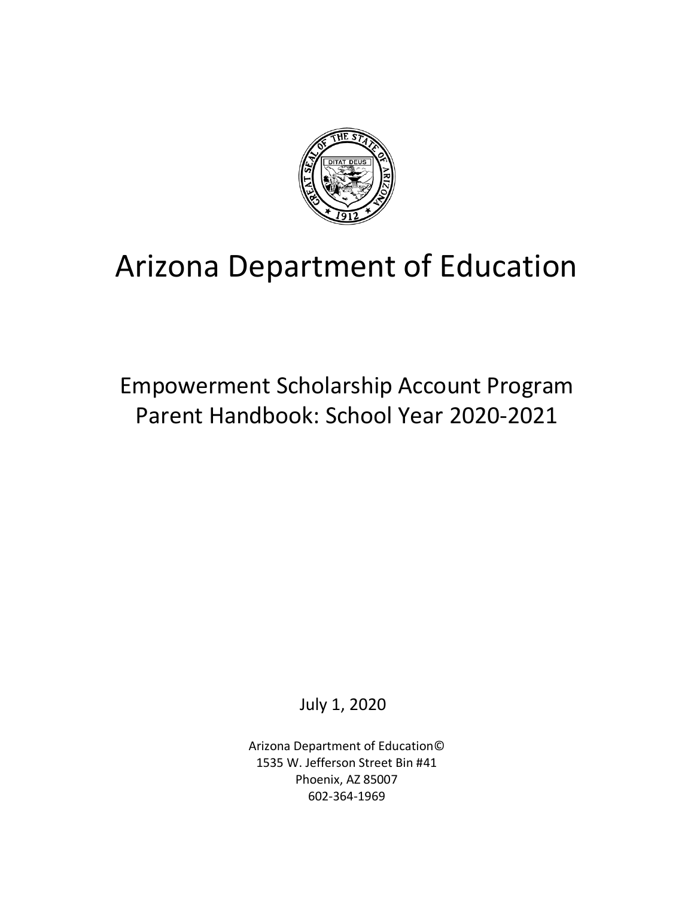# Arizona Department of Education

## Empowerment Scholarship Account Program
## Parent Handbook: School Year 2020-2021

July 1, 2020

Arizona Department of Education©
1535 W. Jefferson Street Bin #41
Phoenix, AZ 85007
602-364-1969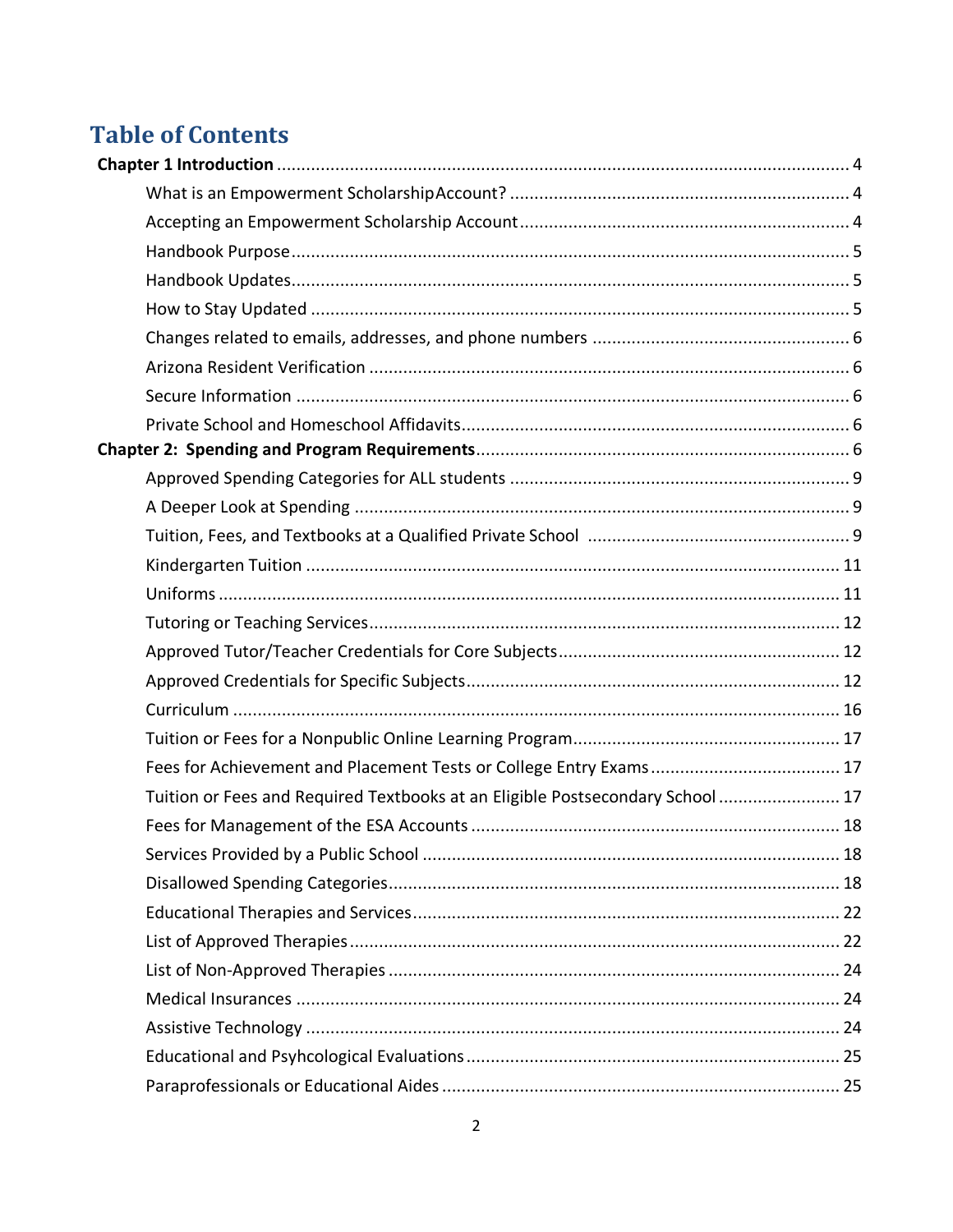# Table of Contents

**Chapter 1 Introduction** ..... 4

- What is an Empowerment Scholarship Account? ..... 4
- Accepting an Empowerment Scholarship Account ..... 4
- Handbook Purpose ..... 5
- Handbook Updates ..... 5
- How to Stay Updated ..... 5
- Changes related to emails, addresses, and phone numbers ..... 6
- Arizona Resident Verification ..... 6
- Secure Information ..... 6
- Private School and Homeschool Affidavits ..... 6

**Chapter 2: Spending and Program Requirements** ..... 6

- Approved Spending Categories for ALL students ..... 9
- A Deeper Look at Spending ..... 9
- Tuition, Fees, and Textbooks at a Qualified Private School ..... 9
- Kindergarten Tuition ..... 11
- Uniforms ..... 11
- Tutoring or Teaching Services ..... 12
- Approved Tutor/Teacher Credentials for Core Subjects ..... 12
- Approved Credentials for Specific Subjects ..... 12
- Curriculum ..... 16
- Tuition or Fees for a Nonpublic Online Learning Program ..... 17
- Fees for Achievement and Placement Tests or College Entry Exams ..... 17
- Tuition or Fees and Required Textbooks at an Eligible Postsecondary School ..... 17
- Fees for Management of the ESA Accounts ..... 18
- Services Provided by a Public School ..... 18
- Disallowed Spending Categories ..... 18
- Educational Therapies and Services ..... 22
- List of Approved Therapies ..... 22
- List of Non-Approved Therapies ..... 24
- Medical Insurances ..... 24
- Assistive Technology ..... 24
- Educational and Psyhcological Evaluations ..... 25
- Paraprofessionals or Educational Aides ..... 25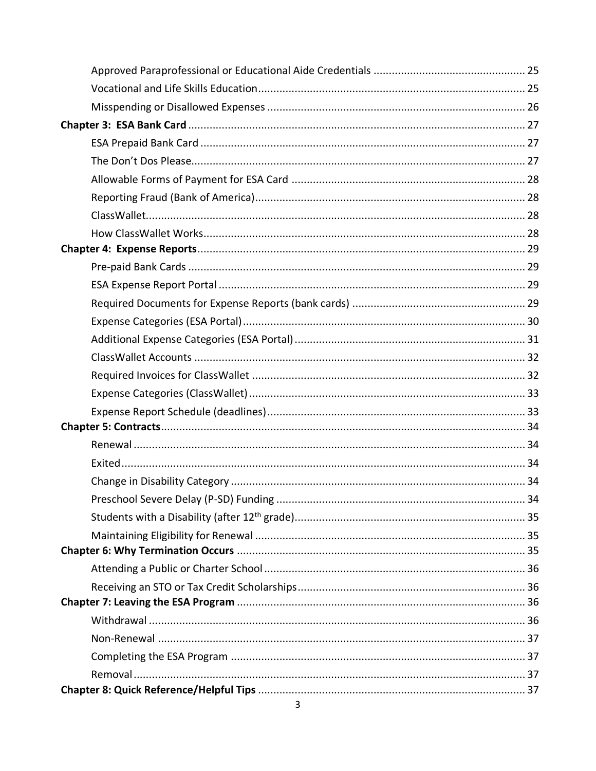Approved Paraprofessional or Educational Aide Credentials ................................................. 25

Vocational and Life Skills Education....................................................................................... 25

Misspending or Disallowed Expenses .................................................................................... 26

**Chapter 3: ESA Bank Card** .............................................................................................................. 27

ESA Prepaid Bank Card .......................................................................................................... 27

The Don't Dos Please............................................................................................................. 27

Allowable Forms of Payment for ESA Card ............................................................................ 28

Reporting Fraud (Bank of America)........................................................................................ 28

ClassWallet............................................................................................................................ 28

How ClassWallet Works......................................................................................................... 28

**Chapter 4: Expense Reports**........................................................................................................... 29

Pre-paid Bank Cards .............................................................................................................. 29

ESA Expense Report Portal .................................................................................................... 29

Required Documents for Expense Reports (bank cards) ........................................................ 29

Expense Categories (ESA Portal)............................................................................................ 30

Additional Expense Categories (ESA Portal)........................................................................... 31

ClassWallet Accounts ............................................................................................................ 32

Required Invoices for ClassWallet ......................................................................................... 32

Expense Categories (ClassWallet).......................................................................................... 33

Expense Report Schedule (deadlines).................................................................................... 33

**Chapter 5: Contracts**....................................................................................................................... 34

Renewal ................................................................................................................................ 34

Exited.................................................................................................................................... 34

Change in Disability Category ................................................................................................ 34

Preschool Severe Delay (P-SD) Funding ................................................................................. 34

Students with a Disability (after 12th grade).......................................................................... 35

Maintaining Eligibility for Renewal ........................................................................................ 35

**Chapter 6: Why Termination Occurs** .............................................................................................. 35

Attending a Public or Charter School ..................................................................................... 36

Receiving an STO or Tax Credit Scholarships.......................................................................... 36

**Chapter 7: Leaving the ESA Program** .............................................................................................. 36

Withdrawal ........................................................................................................................... 36

Non-Renewal ........................................................................................................................ 37

Completing the ESA Program ................................................................................................ 37

Removal................................................................................................................................ 37

**Chapter 8: Quick Reference/Helpful Tips** ....................................................................................... 37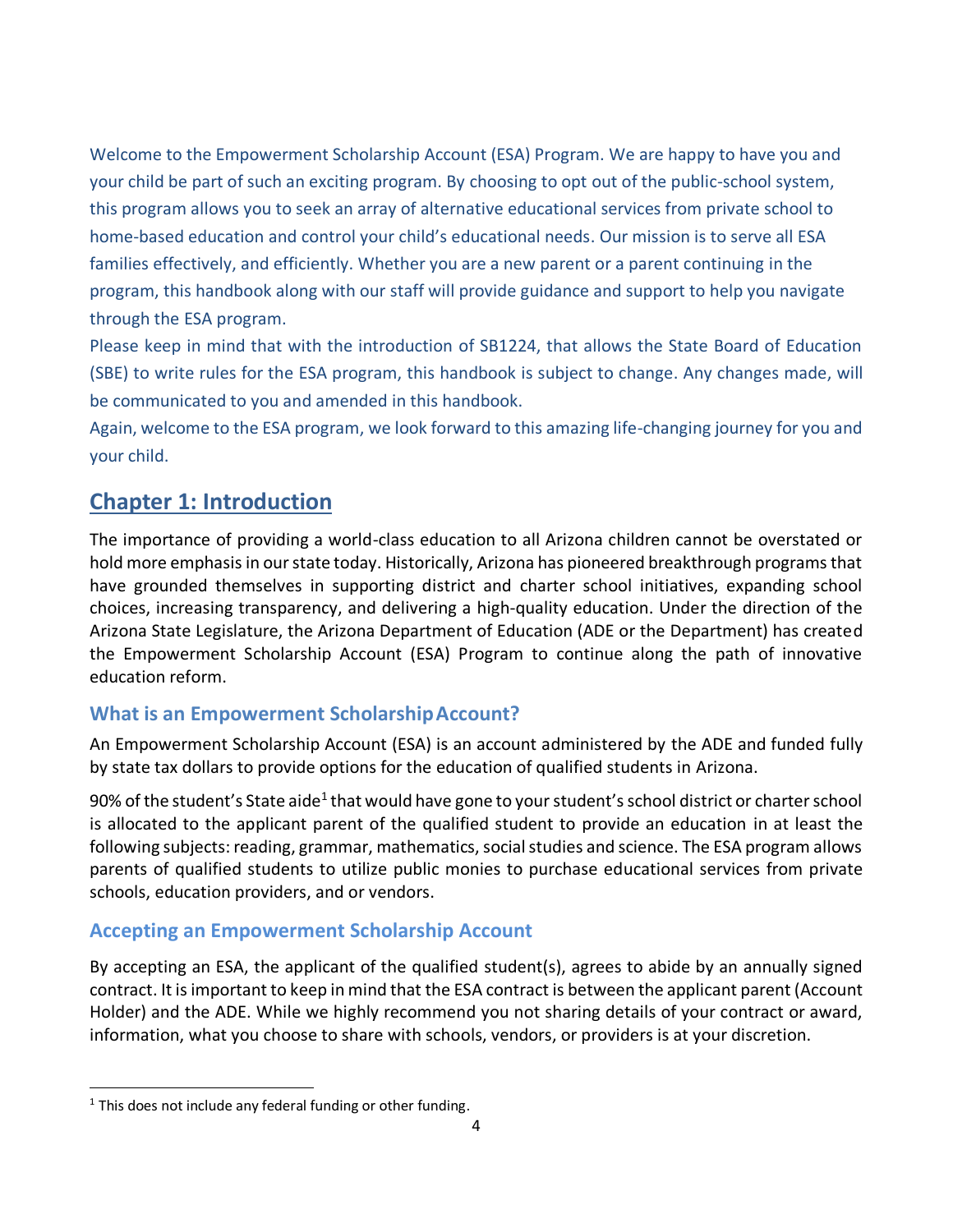Welcome to the Empowerment Scholarship Account (ESA) Program. We are happy to have you and your child be part of such an exciting program. By choosing to opt out of the public-school system, this program allows you to seek an array of alternative educational services from private school to home-based education and control your child's educational needs. Our mission is to serve all ESA families effectively, and efficiently. Whether you are a new parent or a parent continuing in the program, this handbook along with our staff will provide guidance and support to help you navigate through the ESA program.

Please keep in mind that with the introduction of SB1224, that allows the State Board of Education (SBE) to write rules for the ESA program, this handbook is subject to change. Any changes made, will be communicated to you and amended in this handbook.

Again, welcome to the ESA program, we look forward to this amazing life-changing journey for you and your child.

# Chapter 1: Introduction

The importance of providing a world-class education to all Arizona children cannot be overstated or hold more emphasis in our state today. Historically, Arizona has pioneered breakthrough programs that have grounded themselves in supporting district and charter school initiatives, expanding school choices, increasing transparency, and delivering a high-quality education. Under the direction of the Arizona State Legislature, the Arizona Department of Education (ADE or the Department) has created the Empowerment Scholarship Account (ESA) Program to continue along the path of innovative education reform.

## What is an Empowerment Scholarship Account?

An Empowerment Scholarship Account (ESA) is an account administered by the ADE and funded fully by state tax dollars to provide options for the education of qualified students in Arizona.

90% of the student's State aide[1] that would have gone to your student's school district or charter school is allocated to the applicant parent of the qualified student to provide an education in at least the following subjects: reading, grammar, mathematics, social studies and science. The ESA program allows parents of qualified students to utilize public monies to purchase educational services from private schools, education providers, and or vendors.

## Accepting an Empowerment Scholarship Account

By accepting an ESA, the applicant of the qualified student(s), agrees to abide by an annually signed contract. It is important to keep in mind that the ESA contract is between the applicant parent (Account Holder) and the ADE. While we highly recommend you not sharing details of your contract or award, information, what you choose to share with schools, vendors, or providers is at your discretion.

[1] This does not include any federal funding or other funding.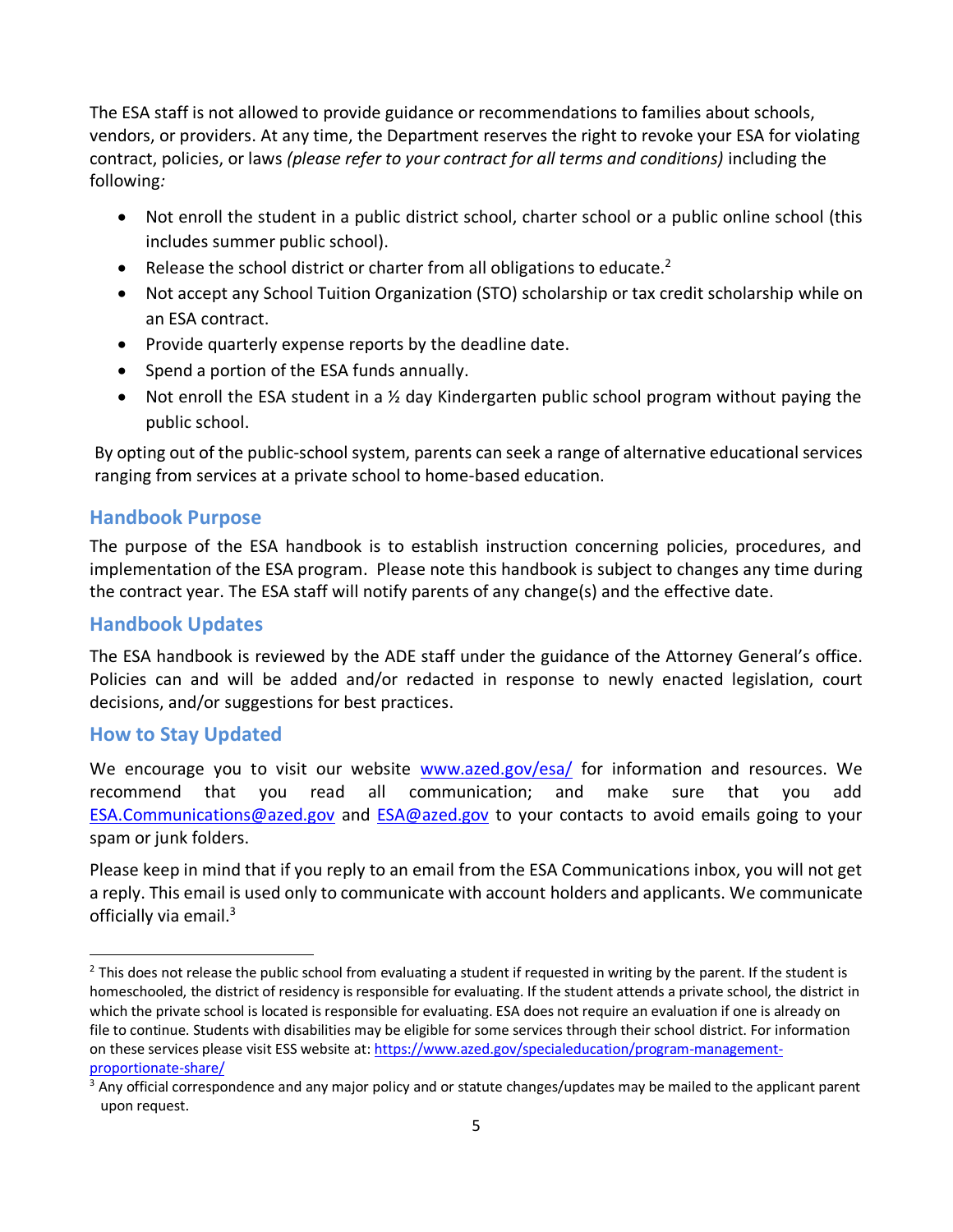The ESA staff is not allowed to provide guidance or recommendations to families about schools, vendors, or providers. At any time, the Department reserves the right to revoke your ESA for violating contract, policies, or laws *(please refer to your contract for all terms and conditions)* including the following*:*

- Not enroll the student in a public district school, charter school or a public online school (this includes summer public school).
- Release the school district or charter from all obligations to educate.[2]
- Not accept any School Tuition Organization (STO) scholarship or tax credit scholarship while on an ESA contract.
- Provide quarterly expense reports by the deadline date.
- Spend a portion of the ESA funds annually.
- Not enroll the ESA student in a ½ day Kindergarten public school program without paying the public school.

By opting out of the public-school system, parents can seek a range of alternative educational services ranging from services at a private school to home-based education.

## Handbook Purpose

The purpose of the ESA handbook is to establish instruction concerning policies, procedures, and implementation of the ESA program. Please note this handbook is subject to changes any time during the contract year. The ESA staff will notify parents of any change(s) and the effective date.

## Handbook Updates

The ESA handbook is reviewed by the ADE staff under the guidance of the Attorney General's office. Policies can and will be added and/or redacted in response to newly enacted legislation, court decisions, and/or suggestions for best practices.

## How to Stay Updated

We encourage you to visit our website [www.azed.gov/esa/](www.azed.gov/esa/) for information and resources. We recommend that you read all communication; and make sure that you add [ESA.Communications@azed.gov](mailto:ESA.Communications@azed.gov) and [ESA@azed.gov](mailto:ESA@azed.gov) to your contacts to avoid emails going to your spam or junk folders.

Please keep in mind that if you reply to an email from the ESA Communications inbox, you will not get a reply. This email is used only to communicate with account holders and applicants. We communicate officially via email.[3]

---

[2] This does not release the public school from evaluating a student if requested in writing by the parent. If the student is homeschooled, the district of residency is responsible for evaluating. If the student attends a private school, the district in which the private school is located is responsible for evaluating. ESA does not require an evaluation if one is already on file to continue. Students with disabilities may be eligible for some services through their school district. For information on these services please visit ESS website at: [https://www.azed.gov/specialeducation/program-management-proportionate-share/](https://www.azed.gov/specialeducation/program-management-proportionate-share/)

[3] Any official correspondence and any major policy and or statute changes/updates may be mailed to the applicant parent upon request.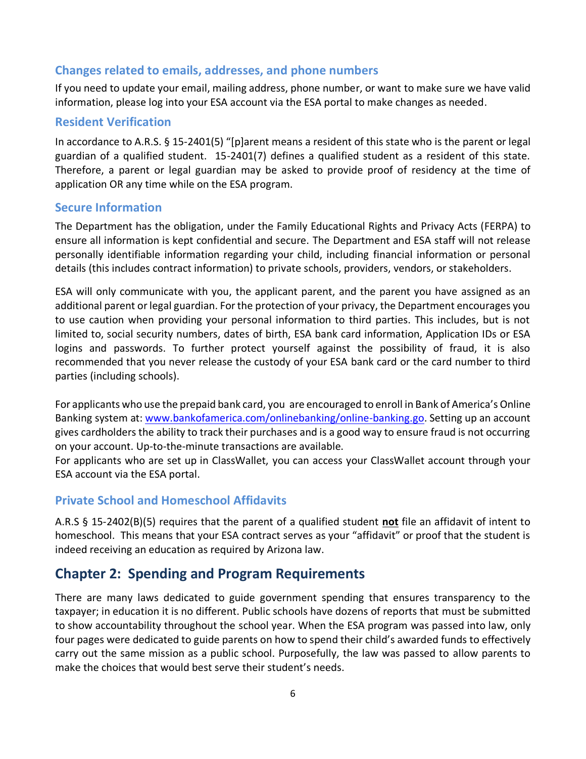### Changes related to emails, addresses, and phone numbers

If you need to update your email, mailing address, phone number, or want to make sure we have valid information, please log into your ESA account via the ESA portal to make changes as needed.

### Resident Verification

In accordance to A.R.S. § 15-2401(5) "[p]arent means a resident of this state who is the parent or legal guardian of a qualified student. 15-2401(7) defines a qualified student as a resident of this state. Therefore, a parent or legal guardian may be asked to provide proof of residency at the time of application OR any time while on the ESA program.

### Secure Information

The Department has the obligation, under the Family Educational Rights and Privacy Acts (FERPA) to ensure all information is kept confidential and secure. The Department and ESA staff will not release personally identifiable information regarding your child, including financial information or personal details (this includes contract information) to private schools, providers, vendors, or stakeholders.

ESA will only communicate with you, the applicant parent, and the parent you have assigned as an additional parent or legal guardian. For the protection of your privacy, the Department encourages you to use caution when providing your personal information to third parties. This includes, but is not limited to, social security numbers, dates of birth, ESA bank card information, Application IDs or ESA logins and passwords. To further protect yourself against the possibility of fraud, it is also recommended that you never release the custody of your ESA bank card or the card number to third parties (including schools).

For applicants who use the prepaid bank card, you are encouraged to enroll in Bank of America's Online Banking system at: [www.bankofamerica.com/onlinebanking/online-banking.go](www.bankofamerica.com/onlinebanking/online-banking.go). Setting up an account gives cardholders the ability to track their purchases and is a good way to ensure fraud is not occurring on your account. Up-to-the-minute transactions are available.
For applicants who are set up in ClassWallet, you can access your ClassWallet account through your ESA account via the ESA portal.

### Private School and Homeschool Affidavits

A.R.S § 15-2402(B)(5) requires that the parent of a qualified student **not** file an affidavit of intent to homeschool. This means that your ESA contract serves as your "affidavit" or proof that the student is indeed receiving an education as required by Arizona law.

## Chapter 2: Spending and Program Requirements

There are many laws dedicated to guide government spending that ensures transparency to the taxpayer; in education it is no different. Public schools have dozens of reports that must be submitted to show accountability throughout the school year. When the ESA program was passed into law, only four pages were dedicated to guide parents on how to spend their child's awarded funds to effectively carry out the same mission as a public school. Purposefully, the law was passed to allow parents to make the choices that would best serve their student's needs.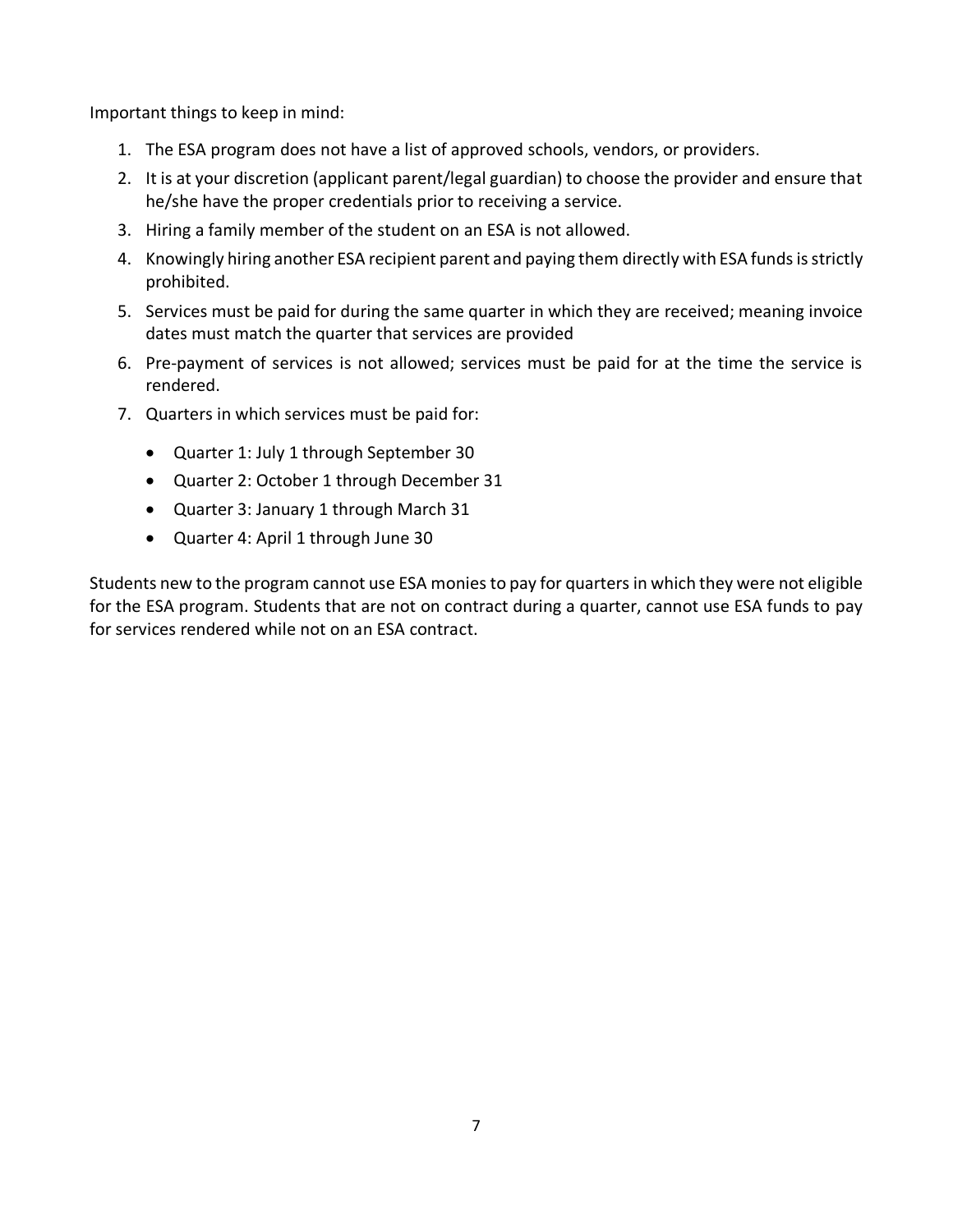Important things to keep in mind:

1. The ESA program does not have a list of approved schools, vendors, or providers.
2. It is at your discretion (applicant parent/legal guardian) to choose the provider and ensure that he/she have the proper credentials prior to receiving a service.
3. Hiring a family member of the student on an ESA is not allowed.
4. Knowingly hiring another ESA recipient parent and paying them directly with ESA funds is strictly prohibited.
5. Services must be paid for during the same quarter in which they are received; meaning invoice dates must match the quarter that services are provided
6. Pre-payment of services is not allowed; services must be paid for at the time the service is rendered.
7. Quarters in which services must be paid for:
   - Quarter 1: July 1 through September 30
   - Quarter 2: October 1 through December 31
   - Quarter 3: January 1 through March 31
   - Quarter 4: April 1 through June 30

Students new to the program cannot use ESA monies to pay for quarters in which they were not eligible for the ESA program. Students that are not on contract during a quarter, cannot use ESA funds to pay for services rendered while not on an ESA contract.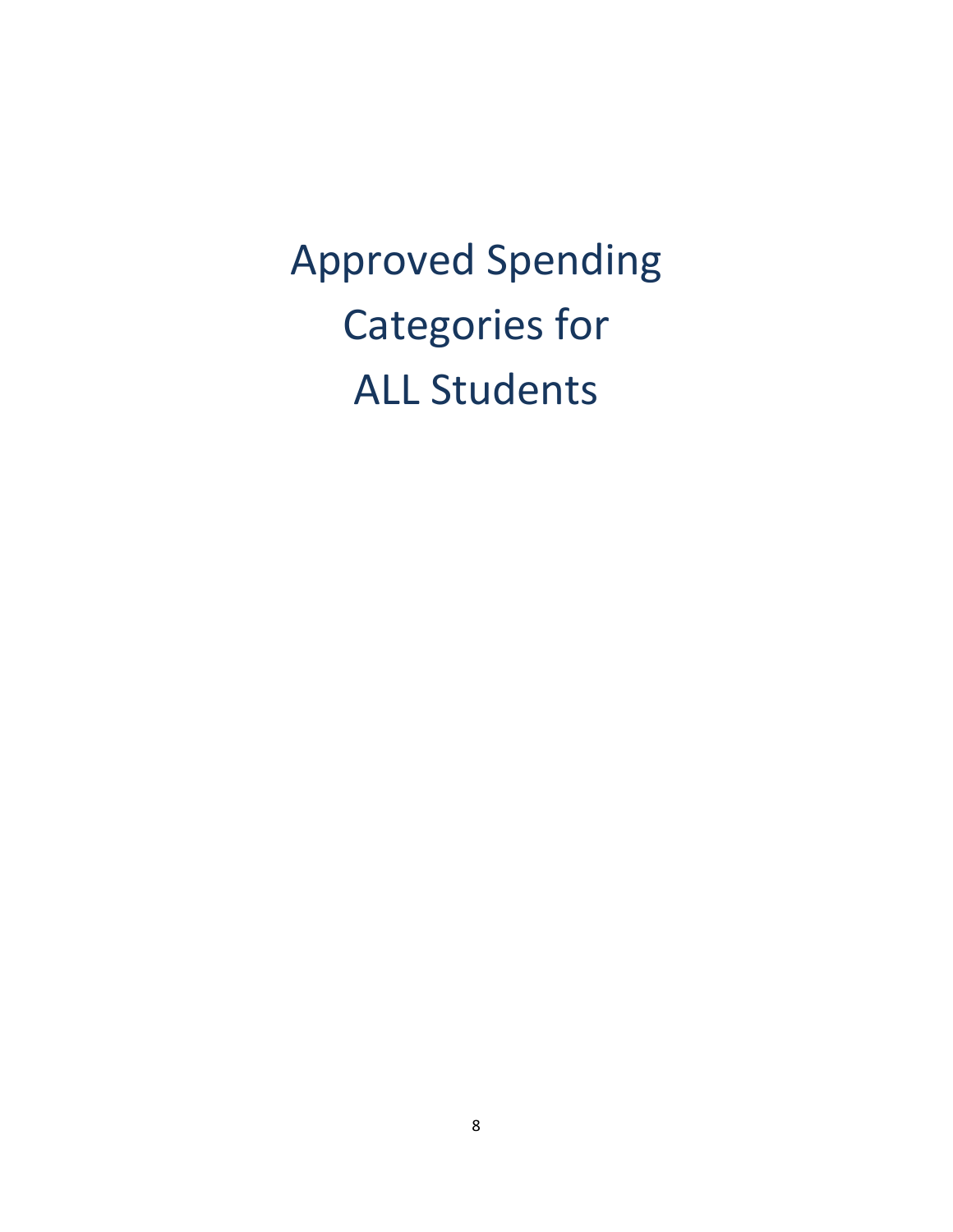# Approved Spending Categories for ALL Students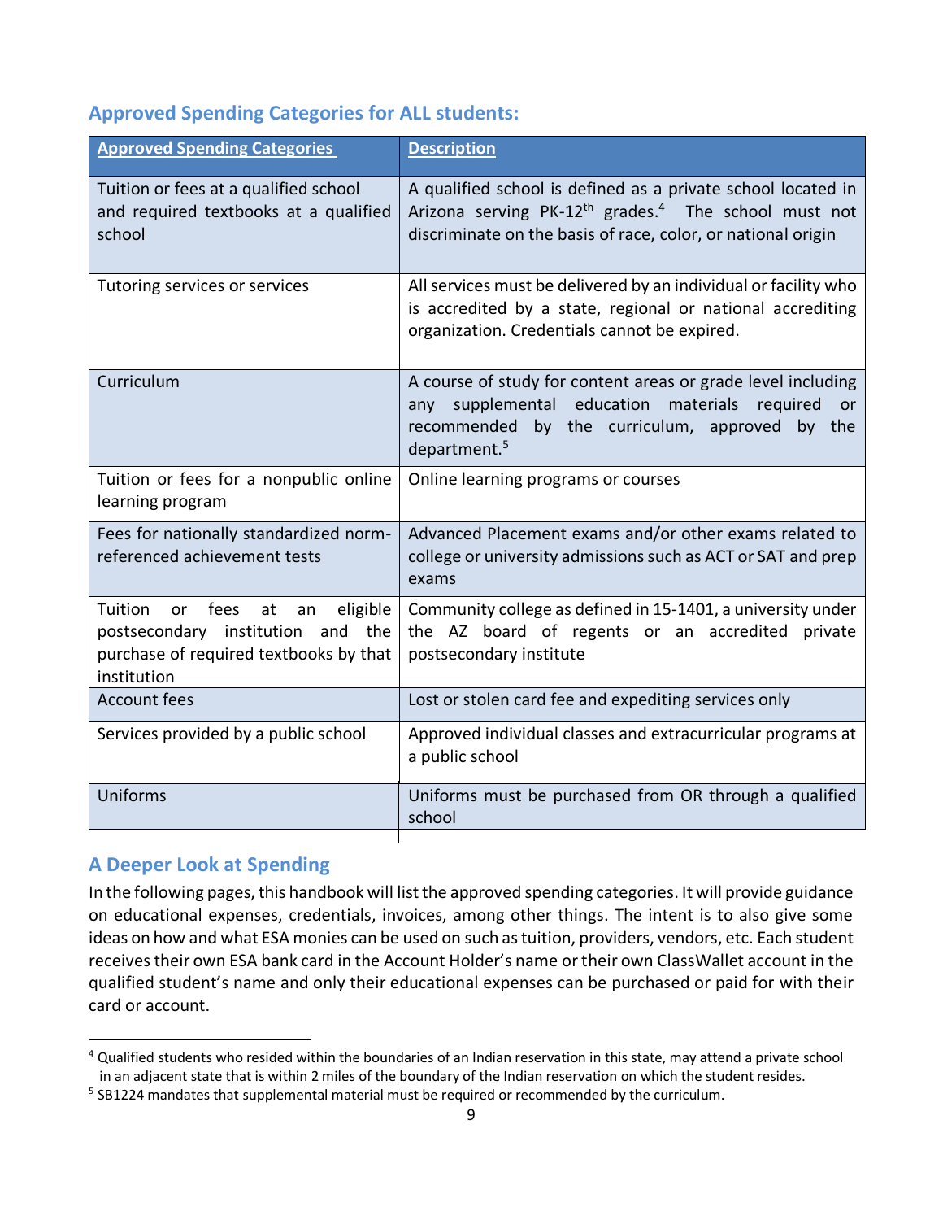## Approved Spending Categories for ALL students:

| Approved Spending Categories | Description |
| --- | --- |
| Tuition or fees at a qualified school and required textbooks at a qualified school | A qualified school is defined as a private school located in Arizona serving PK-12th grades.[4] The school must not discriminate on the basis of race, color, or national origin |
| Tutoring services or services | All services must be delivered by an individual or facility who is accredited by a state, regional or national accrediting organization. Credentials cannot be expired. |
| Curriculum | A course of study for content areas or grade level including any supplemental education materials required or recommended by the curriculum, approved by the department.[5] |
| Tuition or fees for a nonpublic online learning program | Online learning programs or courses |
| Fees for nationally standardized norm-referenced achievement tests | Advanced Placement exams and/or other exams related to college or university admissions such as ACT or SAT and prep exams |
| Tuition or fees at an eligible postsecondary institution and the purchase of required textbooks by that institution | Community college as defined in 15-1401, a university under the AZ board of regents or an accredited private postsecondary institute |
| Account fees | Lost or stolen card fee and expediting services only |
| Services provided by a public school | Approved individual classes and extracurricular programs at a public school |
| Uniforms | Uniforms must be purchased from OR through a qualified school |

## A Deeper Look at Spending

In the following pages, this handbook will list the approved spending categories. It will provide guidance on educational expenses, credentials, invoices, among other things. The intent is to also give some ideas on how and what ESA monies can be used on such as tuition, providers, vendors, etc. Each student receives their own ESA bank card in the Account Holder's name or their own ClassWallet account in the qualified student's name and only their educational expenses can be purchased or paid for with their card or account.

---

[4] Qualified students who resided within the boundaries of an Indian reservation in this state, may attend a private school in an adjacent state that is within 2 miles of the boundary of the Indian reservation on which the student resides.

[5] SB1224 mandates that supplemental material must be required or recommended by the curriculum.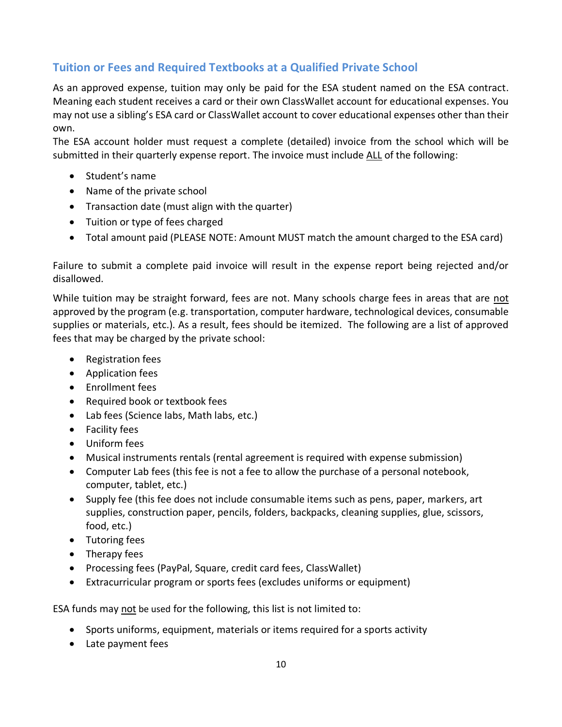## Tuition or Fees and Required Textbooks at a Qualified Private School

As an approved expense, tuition may only be paid for the ESA student named on the ESA contract. Meaning each student receives a card or their own ClassWallet account for educational expenses. You may not use a sibling's ESA card or ClassWallet account to cover educational expenses other than their own.

The ESA account holder must request a complete (detailed) invoice from the school which will be submitted in their quarterly expense report. The invoice must include <u>ALL</u> of the following:

- Student's name
- Name of the private school
- Transaction date (must align with the quarter)
- Tuition or type of fees charged
- Total amount paid (PLEASE NOTE: Amount MUST match the amount charged to the ESA card)

Failure to submit a complete paid invoice will result in the expense report being rejected and/or disallowed.

While tuition may be straight forward, fees are not. Many schools charge fees in areas that are <u>not</u> approved by the program (e.g. transportation, computer hardware, technological devices, consumable supplies or materials, etc.). As a result, fees should be itemized. The following are a list of approved fees that may be charged by the private school:

- Registration fees
- Application fees
- Enrollment fees
- Required book or textbook fees
- Lab fees (Science labs, Math labs, etc.)
- Facility fees
- Uniform fees
- Musical instruments rentals (rental agreement is required with expense submission)
- Computer Lab fees (this fee is not a fee to allow the purchase of a personal notebook, computer, tablet, etc.)
- Supply fee (this fee does not include consumable items such as pens, paper, markers, art supplies, construction paper, pencils, folders, backpacks, cleaning supplies, glue, scissors, food, etc.)
- Tutoring fees
- Therapy fees
- Processing fees (PayPal, Square, credit card fees, ClassWallet)
- Extracurricular program or sports fees (excludes uniforms or equipment)

ESA funds may <u>not</u> be used for the following, this list is not limited to:

- Sports uniforms, equipment, materials or items required for a sports activity
- Late payment fees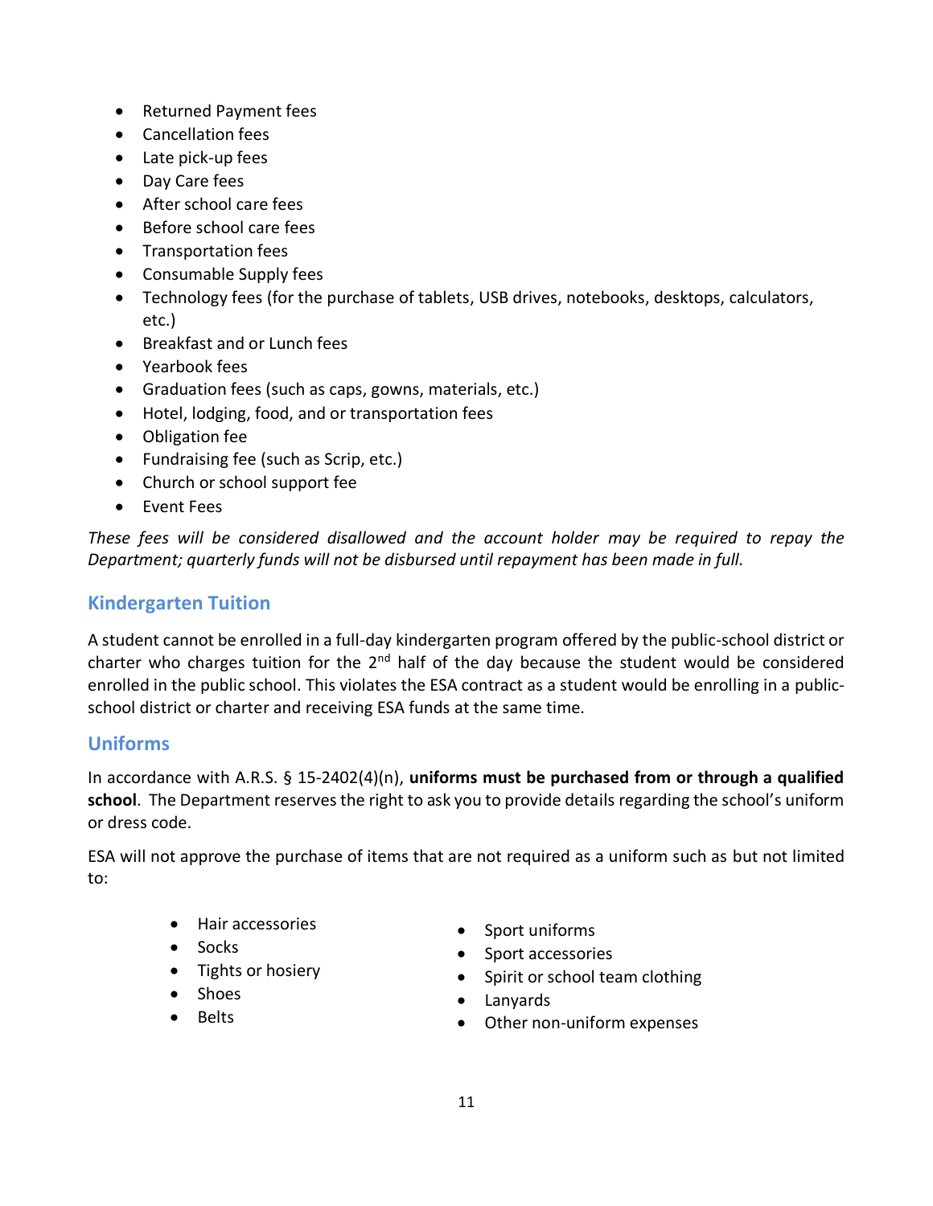- Returned Payment fees
- Cancellation fees
- Late pick-up fees
- Day Care fees
- After school care fees
- Before school care fees
- Transportation fees
- Consumable Supply fees
- Technology fees (for the purchase of tablets, USB drives, notebooks, desktops, calculators, etc.)
- Breakfast and or Lunch fees
- Yearbook fees
- Graduation fees (such as caps, gowns, materials, etc.)
- Hotel, lodging, food, and or transportation fees
- Obligation fee
- Fundraising fee (such as Scrip, etc.)
- Church or school support fee
- Event Fees

*These fees will be considered disallowed and the account holder may be required to repay the Department; quarterly funds will not be disbursed until repayment has been made in full.*

## Kindergarten Tuition

A student cannot be enrolled in a full-day kindergarten program offered by the public-school district or charter who charges tuition for the 2nd half of the day because the student would be considered enrolled in the public school. This violates the ESA contract as a student would be enrolling in a public-school district or charter and receiving ESA funds at the same time.

## Uniforms

In accordance with A.R.S. § 15-2402(4)(n), **uniforms must be purchased from or through a qualified school**. The Department reserves the right to ask you to provide details regarding the school's uniform or dress code.

ESA will not approve the purchase of items that are not required as a uniform such as but not limited to:

- Hair accessories
- Socks
- Tights or hosiery
- Shoes
- Belts
- Sport uniforms
- Sport accessories
- Spirit or school team clothing
- Lanyards
- Other non-uniform expenses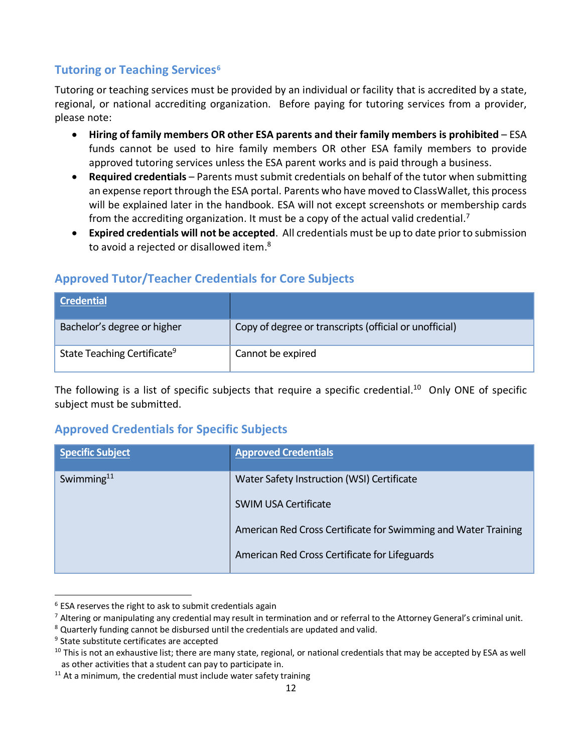## Tutoring or Teaching Services[6]

Tutoring or teaching services must be provided by an individual or facility that is accredited by a state, regional, or national accrediting organization. Before paying for tutoring services from a provider, please note:

- **Hiring of family members OR other ESA parents and their family members is prohibited** – ESA funds cannot be used to hire family members OR other ESA family members to provide approved tutoring services unless the ESA parent works and is paid through a business.
- **Required credentials** – Parents must submit credentials on behalf of the tutor when submitting an expense report through the ESA portal. Parents who have moved to ClassWallet, this process will be explained later in the handbook. ESA will not except screenshots or membership cards from the accrediting organization. It must be a copy of the actual valid credential.[7]
- **Expired credentials will not be accepted**. All credentials must be up to date prior to submission to avoid a rejected or disallowed item.[8]

## Approved Tutor/Teacher Credentials for Core Subjects

| Credential | |
|---|---|
| Bachelor's degree or higher | Copy of degree or transcripts (official or unofficial) |
| State Teaching Certificate[9] | Cannot be expired |

The following is a list of specific subjects that require a specific credential.[10] Only ONE of specific subject must be submitted.

## Approved Credentials for Specific Subjects

| Specific Subject | Approved Credentials |
|---|---|
| Swimming[11] | Water Safety Instruction (WSI) Certificate<br><br>SWIM USA Certificate<br><br>American Red Cross Certificate for Swimming and Water Training<br><br>American Red Cross Certificate for Lifeguards |

---

[6] ESA reserves the right to ask to submit credentials again

[7] Altering or manipulating any credential may result in termination and or referral to the Attorney General's criminal unit.

[8] Quarterly funding cannot be disbursed until the credentials are updated and valid.

[9] State substitute certificates are accepted

[10] This is not an exhaustive list; there are many state, regional, or national credentials that may be accepted by ESA as well as other activities that a student can pay to participate in.

[11] At a minimum, the credential must include water safety training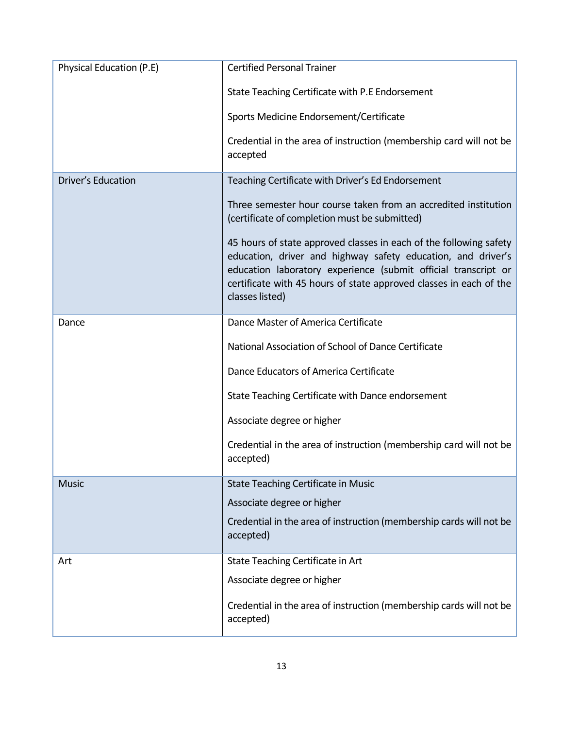| | |
|---|---|
| Physical Education (P.E) | Certified Personal Trainer<br><br>State Teaching Certificate with P.E Endorsement<br><br>Sports Medicine Endorsement/Certificate<br><br>Credential in the area of instruction (membership card will not be accepted |
| Driver's Education | Teaching Certificate with Driver's Ed Endorsement<br><br>Three semester hour course taken from an accredited institution (certificate of completion must be submitted)<br><br>45 hours of state approved classes in each of the following safety education, driver and highway safety education, and driver's education laboratory experience (submit official transcript or certificate with 45 hours of state approved classes in each of the classes listed) |
| Dance | Dance Master of America Certificate<br><br>National Association of School of Dance Certificate<br><br>Dance Educators of America Certificate<br><br>State Teaching Certificate with Dance endorsement<br><br>Associate degree or higher<br><br>Credential in the area of instruction (membership card will not be accepted) |
| Music | State Teaching Certificate in Music<br><br>Associate degree or higher<br><br>Credential in the area of instruction (membership cards will not be accepted) |
| Art | State Teaching Certificate in Art<br><br>Associate degree or higher<br><br>Credential in the area of instruction (membership cards will not be accepted) |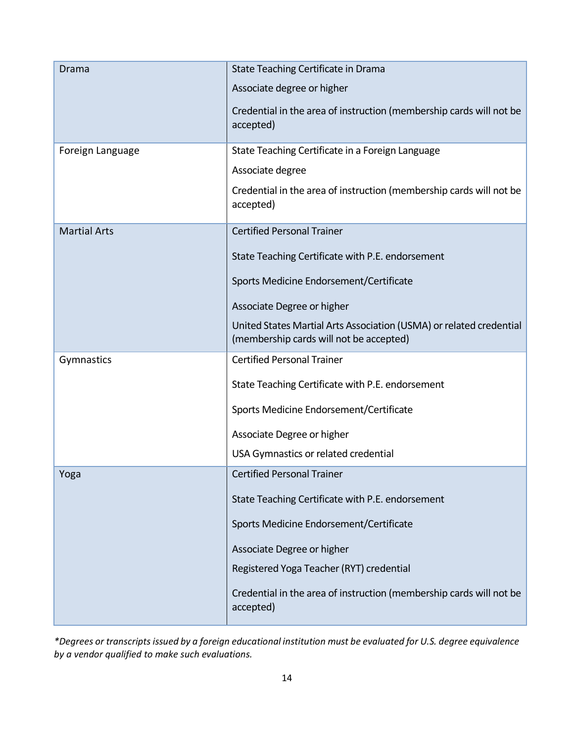| | |
|---|---|
| Drama | State Teaching Certificate in Drama<br>Associate degree or higher<br>Credential in the area of instruction (membership cards will not be accepted) |
| Foreign Language | State Teaching Certificate in a Foreign Language<br>Associate degree<br>Credential in the area of instruction (membership cards will not be accepted) |
| Martial Arts | Certified Personal Trainer<br>State Teaching Certificate with P.E. endorsement<br>Sports Medicine Endorsement/Certificate<br>Associate Degree or higher<br>United States Martial Arts Association (USMA) or related credential (membership cards will not be accepted) |
| Gymnastics | Certified Personal Trainer<br>State Teaching Certificate with P.E. endorsement<br>Sports Medicine Endorsement/Certificate<br>Associate Degree or higher<br>USA Gymnastics or related credential |
| Yoga | Certified Personal Trainer<br>State Teaching Certificate with P.E. endorsement<br>Sports Medicine Endorsement/Certificate<br>Associate Degree or higher<br>Registered Yoga Teacher (RYT) credential<br>Credential in the area of instruction (membership cards will not be accepted) |

*\*Degrees or transcripts issued by a foreign educational institution must be evaluated for U.S. degree equivalence by a vendor qualified to make such evaluations.*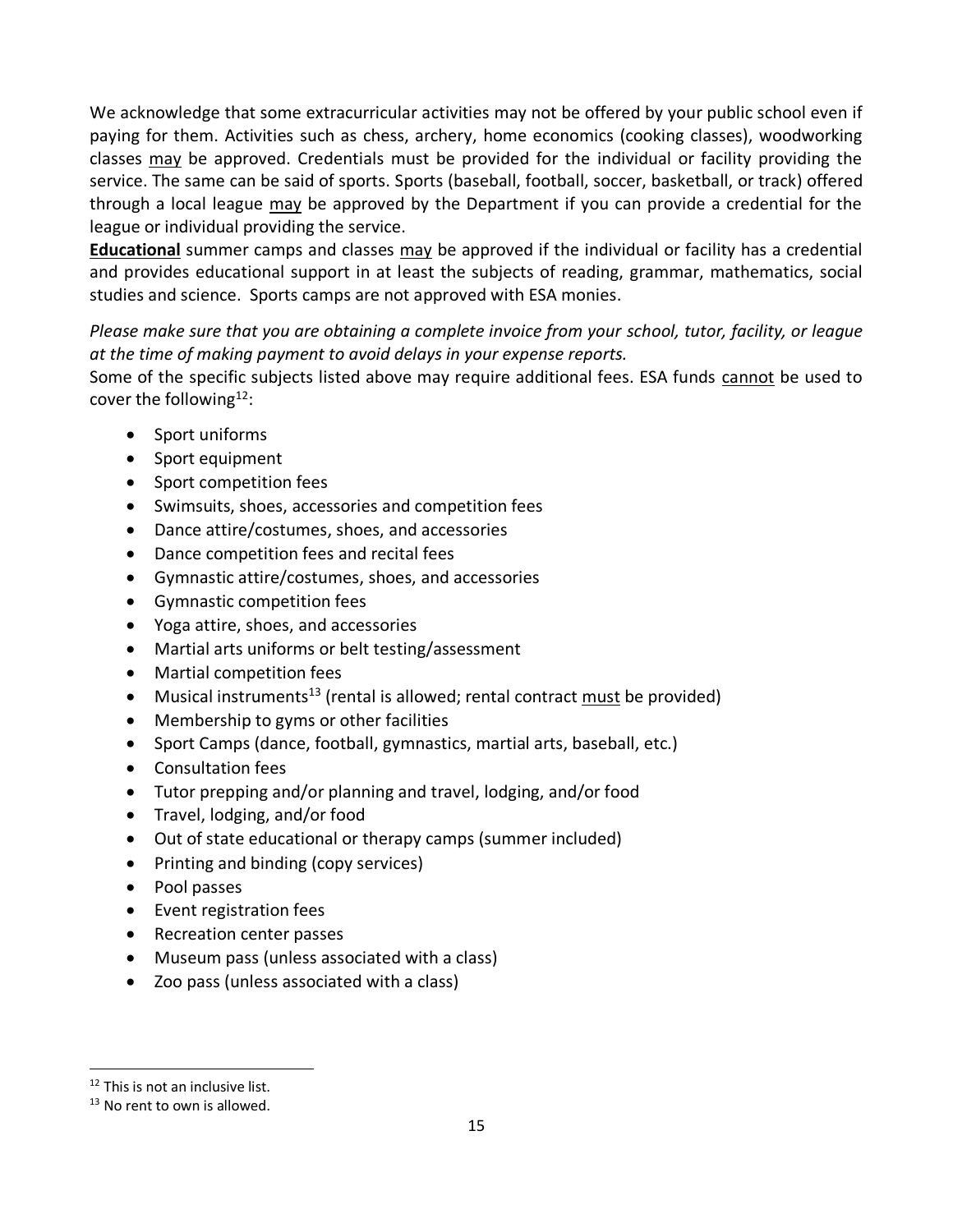We acknowledge that some extracurricular activities may not be offered by your public school even if paying for them. Activities such as chess, archery, home economics (cooking classes), woodworking classes <u>may</u> be approved. Credentials must be provided for the individual or facility providing the service. The same can be said of sports. Sports (baseball, football, soccer, basketball, or track) offered through a local league <u>may</u> be approved by the Department if you can provide a credential for the league or individual providing the service.

<u>**Educational**</u> summer camps and classes <u>may</u> be approved if the individual or facility has a credential and provides educational support in at least the subjects of reading, grammar, mathematics, social studies and science. Sports camps are not approved with ESA monies.

*Please make sure that you are obtaining a complete invoice from your school, tutor, facility, or league at the time of making payment to avoid delays in your expense reports.*

Some of the specific subjects listed above may require additional fees. ESA funds <u>cannot</u> be used to cover the following[12]:

- Sport uniforms
- Sport equipment
- Sport competition fees
- Swimsuits, shoes, accessories and competition fees
- Dance attire/costumes, shoes, and accessories
- Dance competition fees and recital fees
- Gymnastic attire/costumes, shoes, and accessories
- Gymnastic competition fees
- Yoga attire, shoes, and accessories
- Martial arts uniforms or belt testing/assessment
- Martial competition fees
- Musical instruments[13] (rental is allowed; rental contract <u>must</u> be provided)
- Membership to gyms or other facilities
- Sport Camps (dance, football, gymnastics, martial arts, baseball, etc.)
- Consultation fees
- Tutor prepping and/or planning and travel, lodging, and/or food
- Travel, lodging, and/or food
- Out of state educational or therapy camps (summer included)
- Printing and binding (copy services)
- Pool passes
- Event registration fees
- Recreation center passes
- Museum pass (unless associated with a class)
- Zoo pass (unless associated with a class)

[12] This is not an inclusive list.

[13] No rent to own is allowed.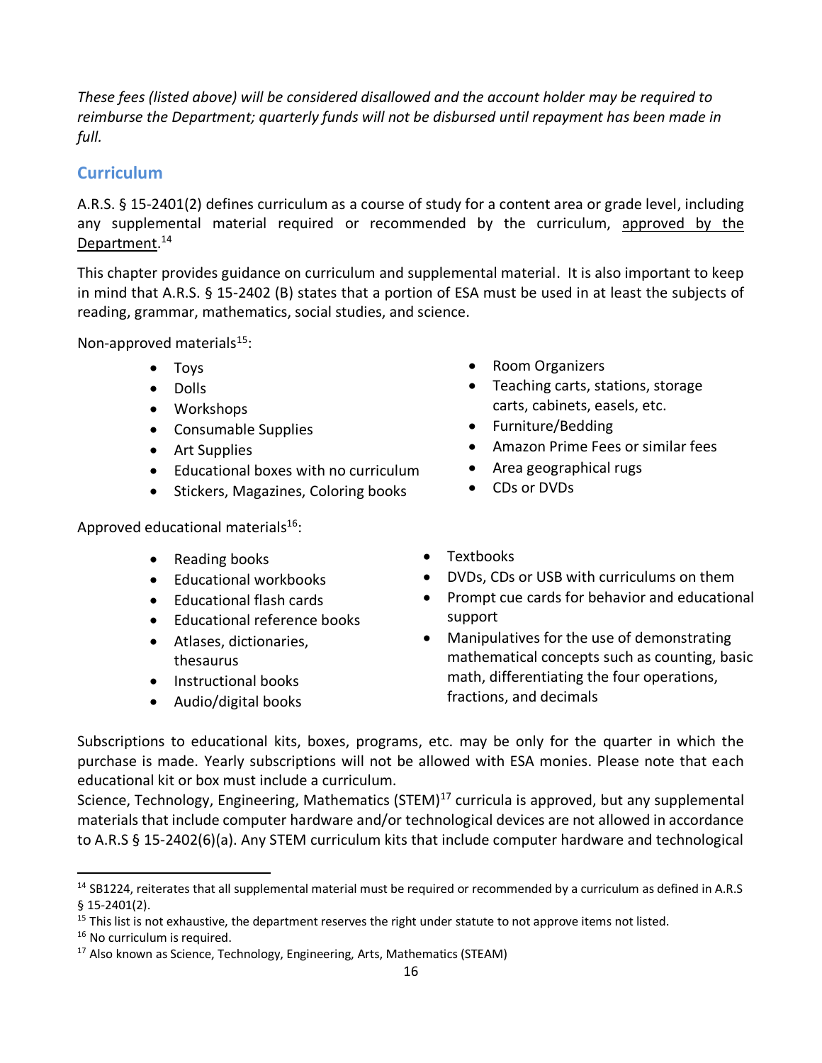*These fees (listed above) will be considered disallowed and the account holder may be required to reimburse the Department; quarterly funds will not be disbursed until repayment has been made in full.*

## Curriculum

A.R.S. § 15-2401(2) defines curriculum as a course of study for a content area or grade level, including any supplemental material required or recommended by the curriculum, approved by the Department.[14]

This chapter provides guidance on curriculum and supplemental material. It is also important to keep in mind that A.R.S. § 15-2402 (B) states that a portion of ESA must be used in at least the subjects of reading, grammar, mathematics, social studies, and science.

Non-approved materials[15]:

- Toys
- Dolls
- Workshops
- Consumable Supplies
- Art Supplies
- Educational boxes with no curriculum
- Stickers, Magazines, Coloring books
- Room Organizers
- Teaching carts, stations, storage carts, cabinets, easels, etc.
- Furniture/Bedding
- Amazon Prime Fees or similar fees
- Area geographical rugs
- CDs or DVDs

Approved educational materials[16]:

- Reading books
- Educational workbooks
- Educational flash cards
- Educational reference books
- Atlases, dictionaries, thesaurus
- Instructional books
- Audio/digital books
- Textbooks
- DVDs, CDs or USB with curriculums on them
- Prompt cue cards for behavior and educational support
- Manipulatives for the use of demonstrating mathematical concepts such as counting, basic math, differentiating the four operations, fractions, and decimals

Subscriptions to educational kits, boxes, programs, etc. may be only for the quarter in which the purchase is made. Yearly subscriptions will not be allowed with ESA monies. Please note that each educational kit or box must include a curriculum.

Science, Technology, Engineering, Mathematics (STEM)[17] curricula is approved, but any supplemental materials that include computer hardware and/or technological devices are not allowed in accordance to A.R.S § 15-2402(6)(a). Any STEM curriculum kits that include computer hardware and technological

---

[14] SB1224, reiterates that all supplemental material must be required or recommended by a curriculum as defined in A.R.S § 15-2401(2).

[15] This list is not exhaustive, the department reserves the right under statute to not approve items not listed.

[16] No curriculum is required.

[17] Also known as Science, Technology, Engineering, Arts, Mathematics (STEAM)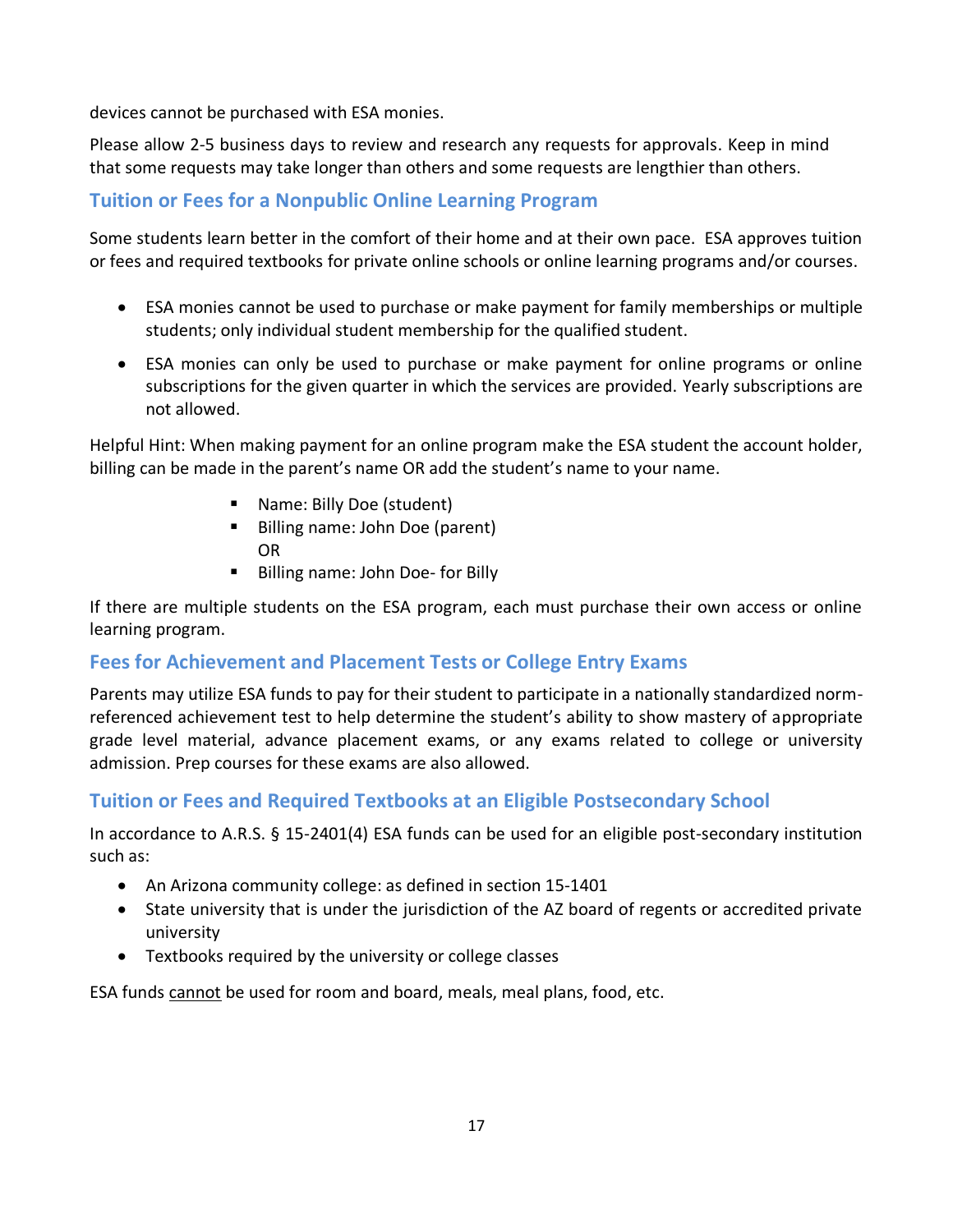devices cannot be purchased with ESA monies.

Please allow 2-5 business days to review and research any requests for approvals. Keep in mind that some requests may take longer than others and some requests are lengthier than others.

## Tuition or Fees for a Nonpublic Online Learning Program

Some students learn better in the comfort of their home and at their own pace. ESA approves tuition or fees and required textbooks for private online schools or online learning programs and/or courses.

- ESA monies cannot be used to purchase or make payment for family memberships or multiple students; only individual student membership for the qualified student.
- ESA monies can only be used to purchase or make payment for online programs or online subscriptions for the given quarter in which the services are provided. Yearly subscriptions are not allowed.

Helpful Hint: When making payment for an online program make the ESA student the account holder, billing can be made in the parent's name OR add the student's name to your name.

- Name: Billy Doe (student)
- Billing name: John Doe (parent)
  OR
- Billing name: John Doe- for Billy

If there are multiple students on the ESA program, each must purchase their own access or online learning program.

## Fees for Achievement and Placement Tests or College Entry Exams

Parents may utilize ESA funds to pay for their student to participate in a nationally standardized norm-referenced achievement test to help determine the student's ability to show mastery of appropriate grade level material, advance placement exams, or any exams related to college or university admission. Prep courses for these exams are also allowed.

## Tuition or Fees and Required Textbooks at an Eligible Postsecondary School

In accordance to A.R.S. § 15-2401(4) ESA funds can be used for an eligible post-secondary institution such as:

- An Arizona community college: as defined in section 15-1401
- State university that is under the jurisdiction of the AZ board of regents or accredited private university
- Textbooks required by the university or college classes

ESA funds <u>cannot</u> be used for room and board, meals, meal plans, food, etc.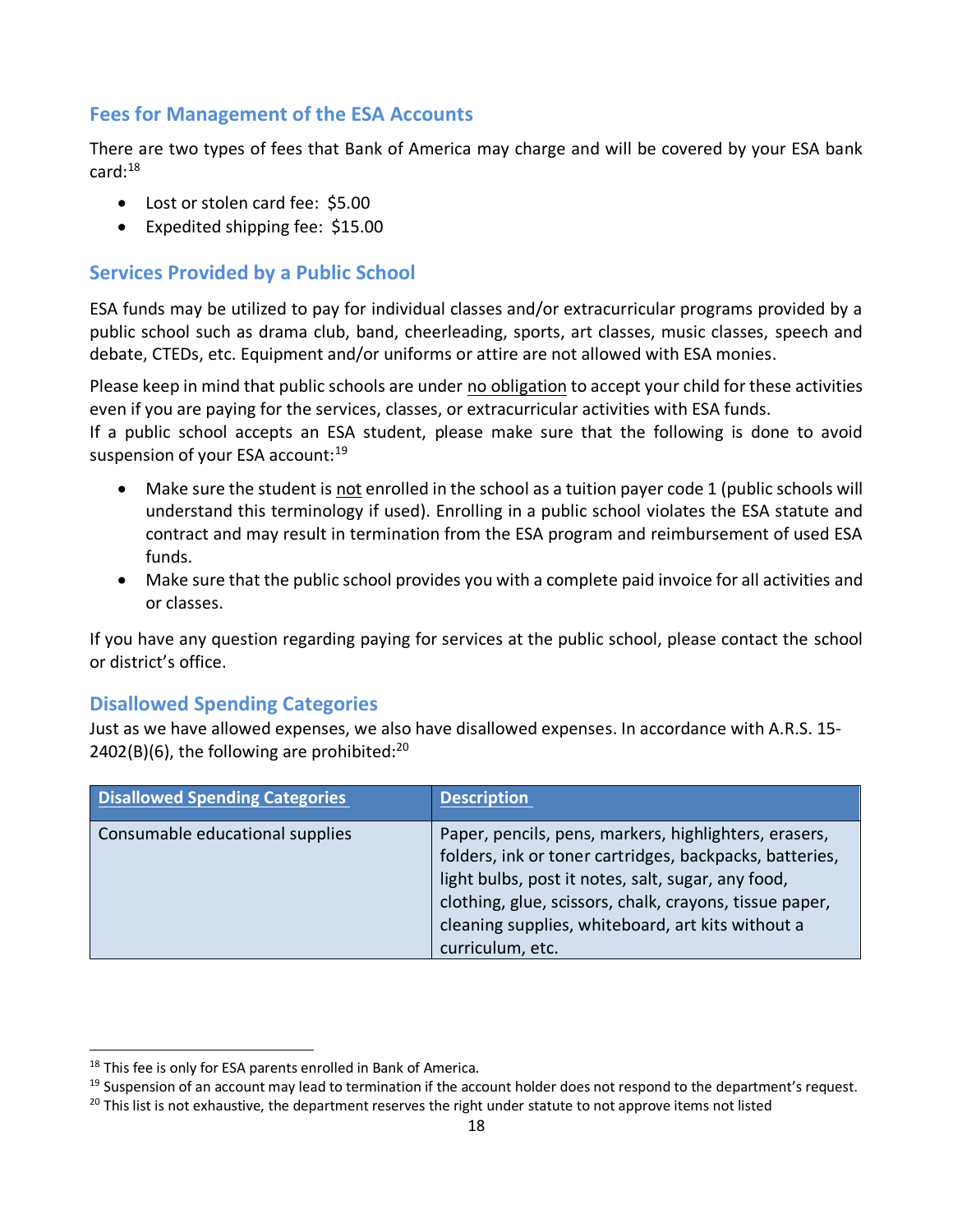## Fees for Management of the ESA Accounts

There are two types of fees that Bank of America may charge and will be covered by your ESA bank card:[18]

- Lost or stolen card fee: $5.00
- Expedited shipping fee: $15.00

## Services Provided by a Public School

ESA funds may be utilized to pay for individual classes and/or extracurricular programs provided by a public school such as drama club, band, cheerleading, sports, art classes, music classes, speech and debate, CTEDs, etc. Equipment and/or uniforms or attire are not allowed with ESA monies.

Please keep in mind that public schools are under no obligation to accept your child for these activities even if you are paying for the services, classes, or extracurricular activities with ESA funds.
If a public school accepts an ESA student, please make sure that the following is done to avoid suspension of your ESA account:[19]

- Make sure the student is not enrolled in the school as a tuition payer code 1 (public schools will understand this terminology if used). Enrolling in a public school violates the ESA statute and contract and may result in termination from the ESA program and reimbursement of used ESA funds.
- Make sure that the public school provides you with a complete paid invoice for all activities and or classes.

If you have any question regarding paying for services at the public school, please contact the school or district's office.

## Disallowed Spending Categories

Just as we have allowed expenses, we also have disallowed expenses. In accordance with A.R.S. 15-2402(B)(6), the following are prohibited:[20]

| Disallowed Spending Categories | Description |
|---|---|
| Consumable educational supplies | Paper, pencils, pens, markers, highlighters, erasers, folders, ink or toner cartridges, backpacks, batteries, light bulbs, post it notes, salt, sugar, any food, clothing, glue, scissors, chalk, crayons, tissue paper, cleaning supplies, whiteboard, art kits without a curriculum, etc. |

[18] This fee is only for ESA parents enrolled in Bank of America.
[19] Suspension of an account may lead to termination if the account holder does not respond to the department's request.
[20] This list is not exhaustive, the department reserves the right under statute to not approve items not listed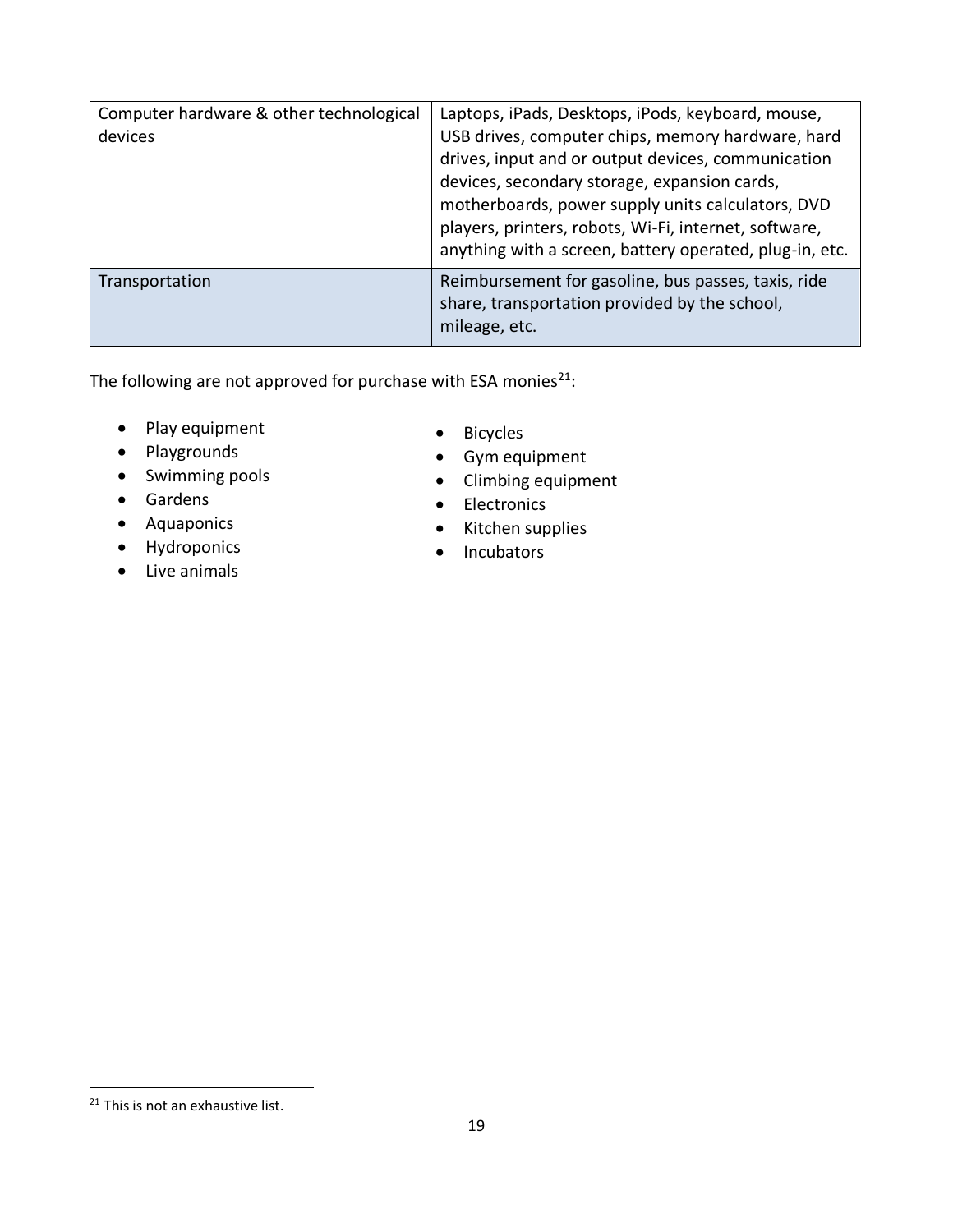| Computer hardware & other technological devices | Laptops, iPads, Desktops, iPods, keyboard, mouse, USB drives, computer chips, memory hardware, hard drives, input and or output devices, communication devices, secondary storage, expansion cards, motherboards, power supply units calculators, DVD players, printers, robots, Wi-Fi, internet, software, anything with a screen, battery operated, plug-in, etc. |
| --- | --- |
| Transportation | Reimbursement for gasoline, bus passes, taxis, ride share, transportation provided by the school, mileage, etc. |

The following are not approved for purchase with ESA monies[21]:

- Play equipment
- Playgrounds
- Swimming pools
- Gardens
- Aquaponics
- Hydroponics
- Live animals
- Bicycles
- Gym equipment
- Climbing equipment
- Electronics
- Kitchen supplies
- Incubators

[21] This is not an exhaustive list.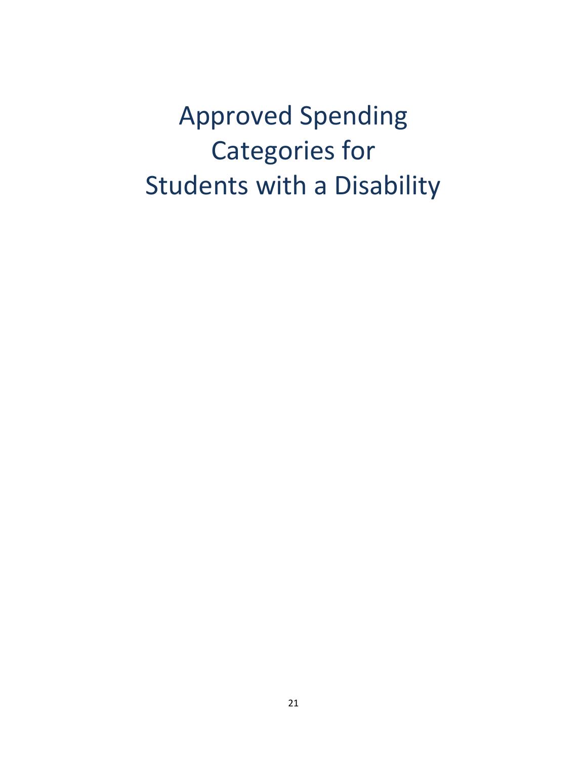# Approved Spending Categories for Students with a Disability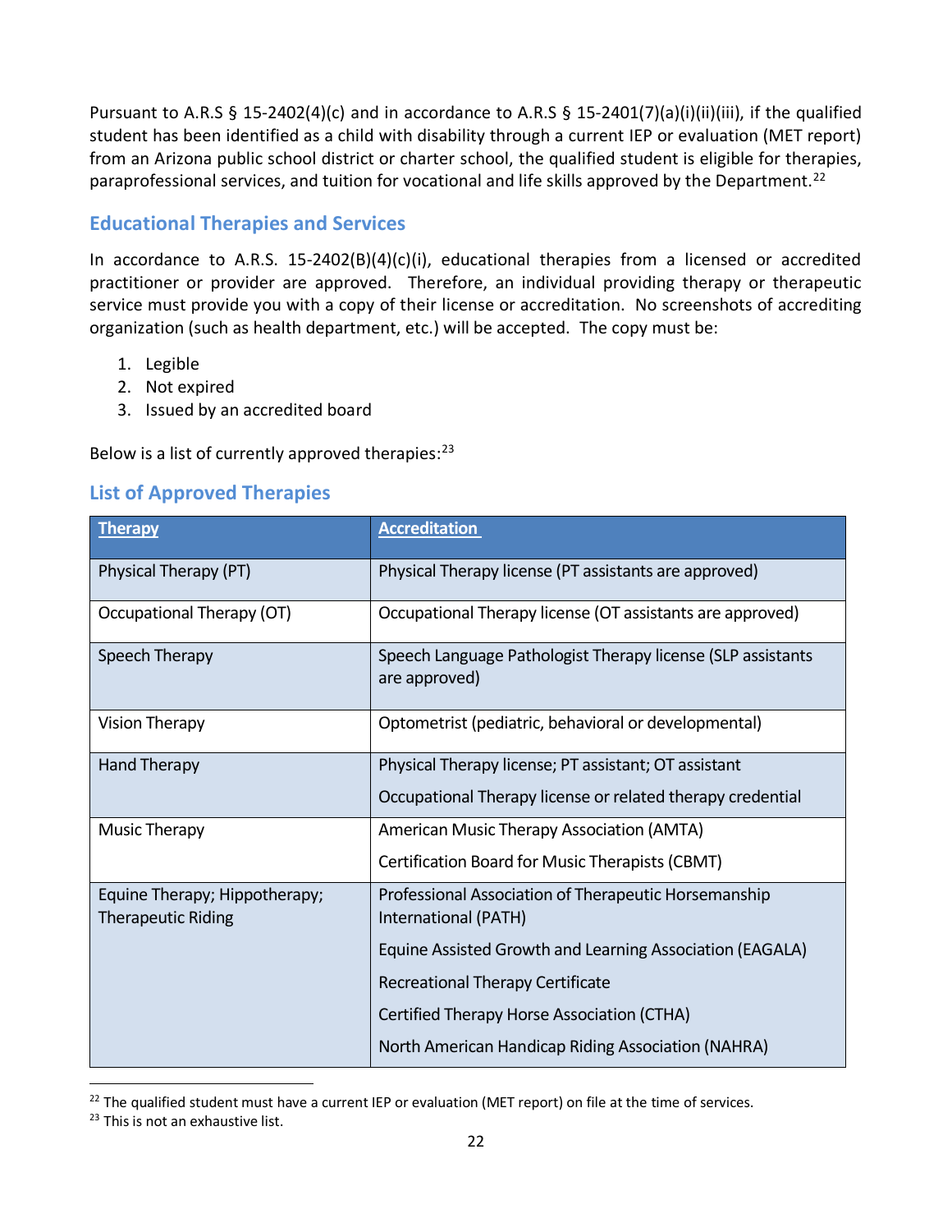Pursuant to A.R.S § 15-2402(4)(c) and in accordance to A.R.S § 15-2401(7)(a)(i)(ii)(iii), if the qualified student has been identified as a child with disability through a current IEP or evaluation (MET report) from an Arizona public school district or charter school, the qualified student is eligible for therapies, paraprofessional services, and tuition for vocational and life skills approved by the Department.[22]

## Educational Therapies and Services

In accordance to A.R.S. 15-2402(B)(4)(c)(i), educational therapies from a licensed or accredited practitioner or provider are approved. Therefore, an individual providing therapy or therapeutic service must provide you with a copy of their license or accreditation. No screenshots of accrediting organization (such as health department, etc.) will be accepted. The copy must be:

1. Legible
2. Not expired
3. Issued by an accredited board

Below is a list of currently approved therapies:[23]

## List of Approved Therapies

| Therapy | Accreditation |
| --- | --- |
| Physical Therapy (PT) | Physical Therapy license (PT assistants are approved) |
| Occupational Therapy (OT) | Occupational Therapy license (OT assistants are approved) |
| Speech Therapy | Speech Language Pathologist Therapy license (SLP assistants are approved) |
| Vision Therapy | Optometrist (pediatric, behavioral or developmental) |
| Hand Therapy | Physical Therapy license; PT assistant; OT assistant<br>Occupational Therapy license or related therapy credential |
| Music Therapy | American Music Therapy Association (AMTA)<br>Certification Board for Music Therapists (CBMT) |
| Equine Therapy; Hippotherapy; Therapeutic Riding | Professional Association of Therapeutic Horsemanship International (PATH)<br>Equine Assisted Growth and Learning Association (EAGALA)<br>Recreational Therapy Certificate<br>Certified Therapy Horse Association (CTHA)<br>North American Handicap Riding Association (NAHRA) |

[22] The qualified student must have a current IEP or evaluation (MET report) on file at the time of services.

[23] This is not an exhaustive list.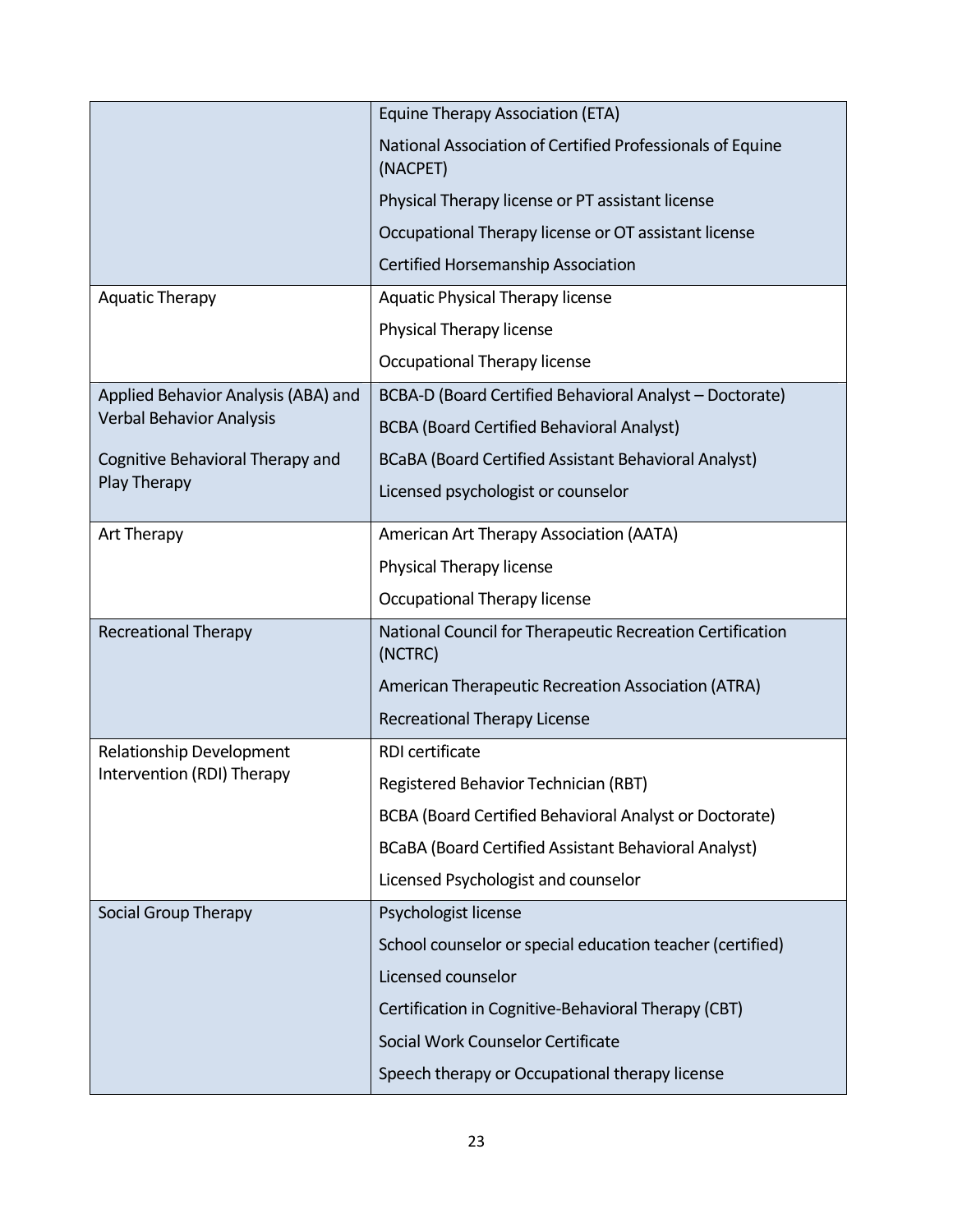| | |
|---|---|
| | Equine Therapy Association (ETA)<br>National Association of Certified Professionals of Equine (NACPET)<br>Physical Therapy license or PT assistant license<br>Occupational Therapy license or OT assistant license<br>Certified Horsemanship Association |
| Aquatic Therapy | Aquatic Physical Therapy license<br>Physical Therapy license<br>Occupational Therapy license |
| Applied Behavior Analysis (ABA) and Verbal Behavior Analysis<br><br>Cognitive Behavioral Therapy and Play Therapy | BCBA-D (Board Certified Behavioral Analyst – Doctorate)<br>BCBA (Board Certified Behavioral Analyst)<br>BCaBA (Board Certified Assistant Behavioral Analyst)<br>Licensed psychologist or counselor |
| Art Therapy | American Art Therapy Association (AATA)<br>Physical Therapy license<br>Occupational Therapy license |
| Recreational Therapy | National Council for Therapeutic Recreation Certification (NCTRC)<br>American Therapeutic Recreation Association (ATRA)<br>Recreational Therapy License |
| Relationship Development Intervention (RDI) Therapy | RDI certificate<br>Registered Behavior Technician (RBT)<br>BCBA (Board Certified Behavioral Analyst or Doctorate)<br>BCaBA (Board Certified Assistant Behavioral Analyst)<br>Licensed Psychologist and counselor |
| Social Group Therapy | Psychologist license<br>School counselor or special education teacher (certified)<br>Licensed counselor<br>Certification in Cognitive-Behavioral Therapy (CBT)<br>Social Work Counselor Certificate<br>Speech therapy or Occupational therapy license |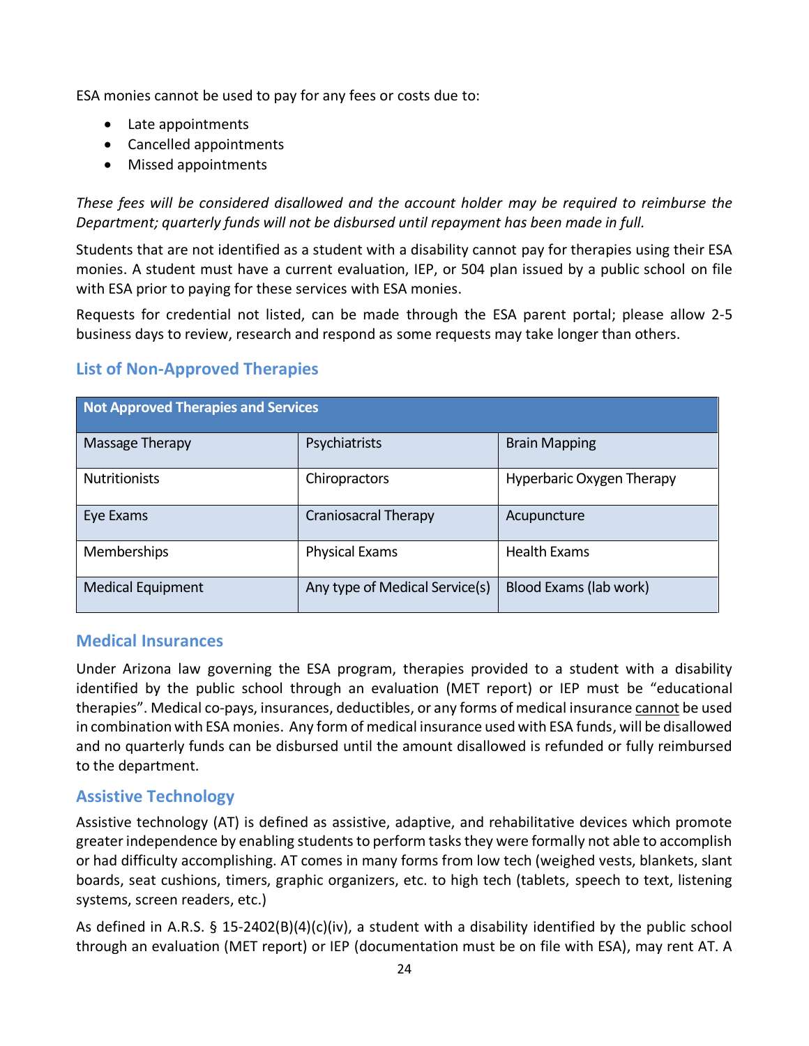ESA monies cannot be used to pay for any fees or costs due to:

- Late appointments
- Cancelled appointments
- Missed appointments

*These fees will be considered disallowed and the account holder may be required to reimburse the Department; quarterly funds will not be disbursed until repayment has been made in full.*

Students that are not identified as a student with a disability cannot pay for therapies using their ESA monies. A student must have a current evaluation, IEP, or 504 plan issued by a public school on file with ESA prior to paying for these services with ESA monies.

Requests for credential not listed, can be made through the ESA parent portal; please allow 2-5 business days to review, research and respond as some requests may take longer than others.

## List of Non-Approved Therapies

| Not Approved Therapies and Services | | |
|---|---|---|
| Massage Therapy | Psychiatrists | Brain Mapping |
| Nutritionists | Chiropractors | Hyperbaric Oxygen Therapy |
| Eye Exams | Craniosacral Therapy | Acupuncture |
| Memberships | Physical Exams | Health Exams |
| Medical Equipment | Any type of Medical Service(s) | Blood Exams (lab work) |

## Medical Insurances

Under Arizona law governing the ESA program, therapies provided to a student with a disability identified by the public school through an evaluation (MET report) or IEP must be "educational therapies". Medical co-pays, insurances, deductibles, or any forms of medical insurance cannot be used in combination with ESA monies. Any form of medical insurance used with ESA funds, will be disallowed and no quarterly funds can be disbursed until the amount disallowed is refunded or fully reimbursed to the department.

## Assistive Technology

Assistive technology (AT) is defined as assistive, adaptive, and rehabilitative devices which promote greater independence by enabling students to perform tasks they were formally not able to accomplish or had difficulty accomplishing. AT comes in many forms from low tech (weighed vests, blankets, slant boards, seat cushions, timers, graphic organizers, etc. to high tech (tablets, speech to text, listening systems, screen readers, etc.)

As defined in A.R.S. § 15-2402(B)(4)(c)(iv), a student with a disability identified by the public school through an evaluation (MET report) or IEP (documentation must be on file with ESA), may rent AT. A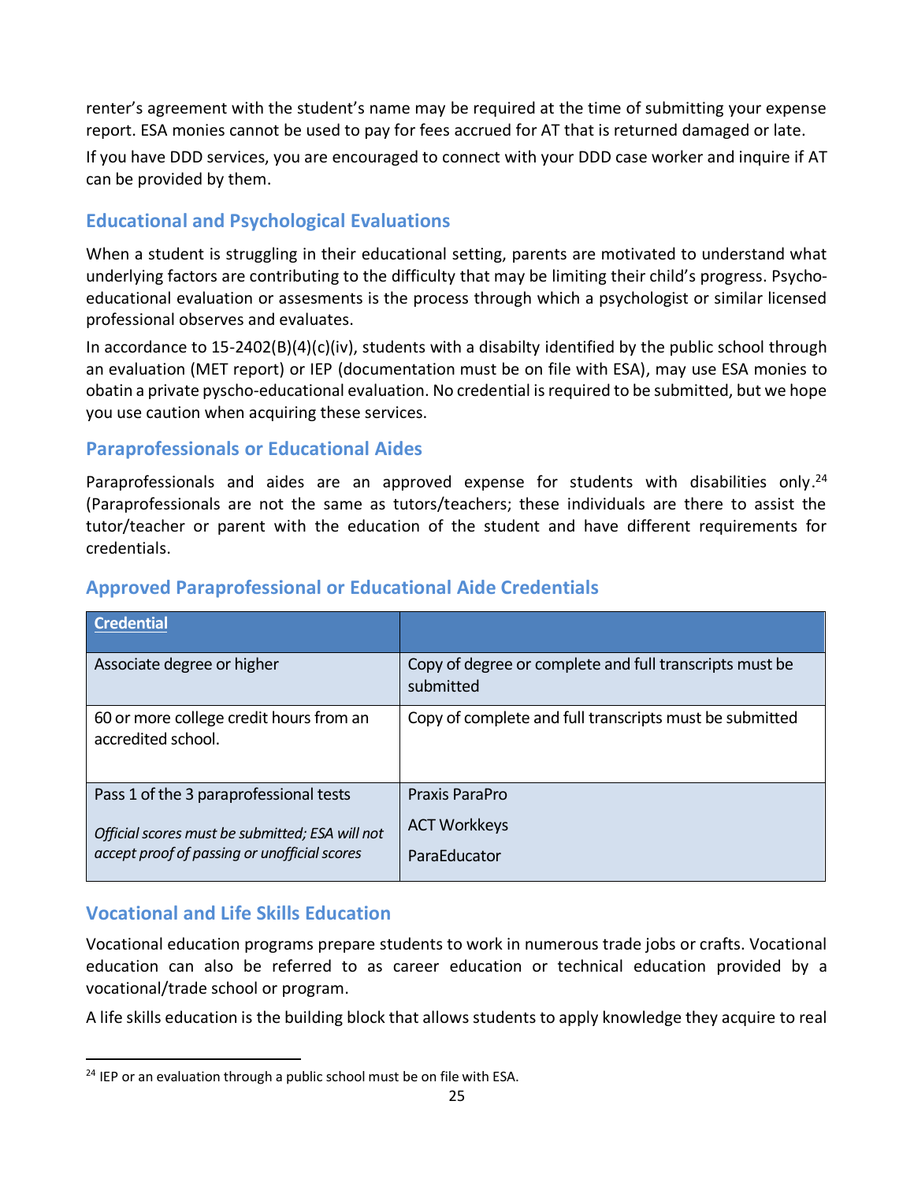renter's agreement with the student's name may be required at the time of submitting your expense report. ESA monies cannot be used to pay for fees accrued for AT that is returned damaged or late.

If you have DDD services, you are encouraged to connect with your DDD case worker and inquire if AT can be provided by them.

## Educational and Psychological Evaluations

When a student is struggling in their educational setting, parents are motivated to understand what underlying factors are contributing to the difficulty that may be limiting their child's progress. Psycho-educational evaluation or assesments is the process through which a psychologist or similar licensed professional observes and evaluates.

In accordance to 15-2402(B)(4)(c)(iv), students with a disabilty identified by the public school through an evaluation (MET report) or IEP (documentation must be on file with ESA), may use ESA monies to obatin a private pyscho-educational evaluation. No credential is required to be submitted, but we hope you use caution when acquiring these services.

## Paraprofessionals or Educational Aides

Paraprofessionals and aides are an approved expense for students with disabilities only.[24] (Paraprofessionals are not the same as tutors/teachers; these individuals are there to assist the tutor/teacher or parent with the education of the student and have different requirements for credentials.

## Approved Paraprofessional or Educational Aide Credentials

| Credential | |
|---|---|
| Associate degree or higher | Copy of degree or complete and full transcripts must be submitted |
| 60 or more college credit hours from an accredited school. | Copy of complete and full transcripts must be submitted |
| Pass 1 of the 3 paraprofessional tests<br><br>*Official scores must be submitted; ESA will not accept proof of passing or unofficial scores* | Praxis ParaPro<br><br>ACT Workkeys<br><br>ParaEducator |

## Vocational and Life Skills Education

Vocational education programs prepare students to work in numerous trade jobs or crafts. Vocational education can also be referred to as career education or technical education provided by a vocational/trade school or program.

A life skills education is the building block that allows students to apply knowledge they acquire to real

---

[24] IEP or an evaluation through a public school must be on file with ESA.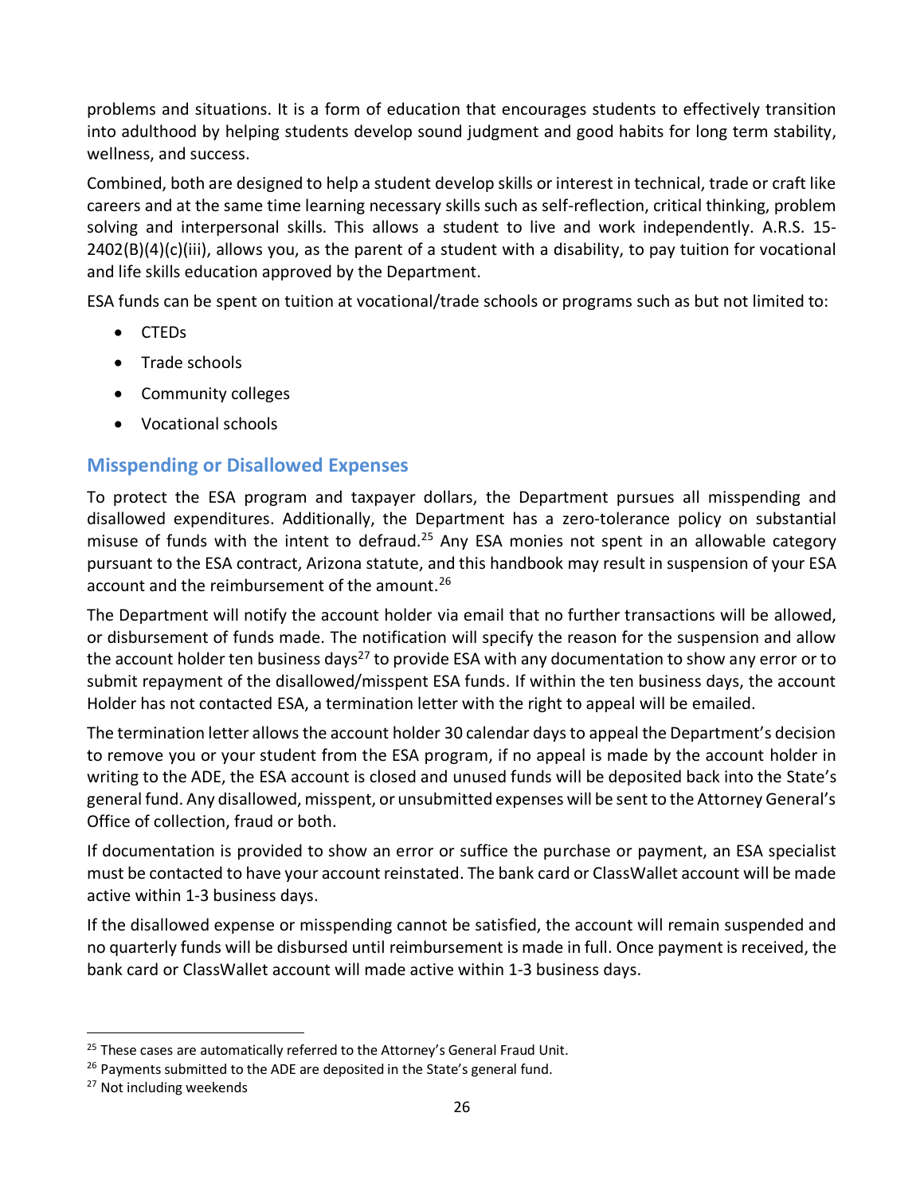problems and situations. It is a form of education that encourages students to effectively transition into adulthood by helping students develop sound judgment and good habits for long term stability, wellness, and success.

Combined, both are designed to help a student develop skills or interest in technical, trade or craft like careers and at the same time learning necessary skills such as self-reflection, critical thinking, problem solving and interpersonal skills. This allows a student to live and work independently. A.R.S. 15-2402(B)(4)(c)(iii), allows you, as the parent of a student with a disability, to pay tuition for vocational and life skills education approved by the Department.

ESA funds can be spent on tuition at vocational/trade schools or programs such as but not limited to:

- CTEDs
- Trade schools
- Community colleges
- Vocational schools

## Misspending or Disallowed Expenses

To protect the ESA program and taxpayer dollars, the Department pursues all misspending and disallowed expenditures. Additionally, the Department has a zero-tolerance policy on substantial misuse of funds with the intent to defraud.[25] Any ESA monies not spent in an allowable category pursuant to the ESA contract, Arizona statute, and this handbook may result in suspension of your ESA account and the reimbursement of the amount.[26]

The Department will notify the account holder via email that no further transactions will be allowed, or disbursement of funds made. The notification will specify the reason for the suspension and allow the account holder ten business days[27] to provide ESA with any documentation to show any error or to submit repayment of the disallowed/misspent ESA funds. If within the ten business days, the account Holder has not contacted ESA, a termination letter with the right to appeal will be emailed.

The termination letter allows the account holder 30 calendar days to appeal the Department's decision to remove you or your student from the ESA program, if no appeal is made by the account holder in writing to the ADE, the ESA account is closed and unused funds will be deposited back into the State's general fund. Any disallowed, misspent, or unsubmitted expenses will be sent to the Attorney General's Office of collection, fraud or both.

If documentation is provided to show an error or suffice the purchase or payment, an ESA specialist must be contacted to have your account reinstated. The bank card or ClassWallet account will be made active within 1-3 business days.

If the disallowed expense or misspending cannot be satisfied, the account will remain suspended and no quarterly funds will be disbursed until reimbursement is made in full. Once payment is received, the bank card or ClassWallet account will made active within 1-3 business days.

---

[25] These cases are automatically referred to the Attorney's General Fraud Unit.

[26] Payments submitted to the ADE are deposited in the State's general fund.

[27] Not including weekends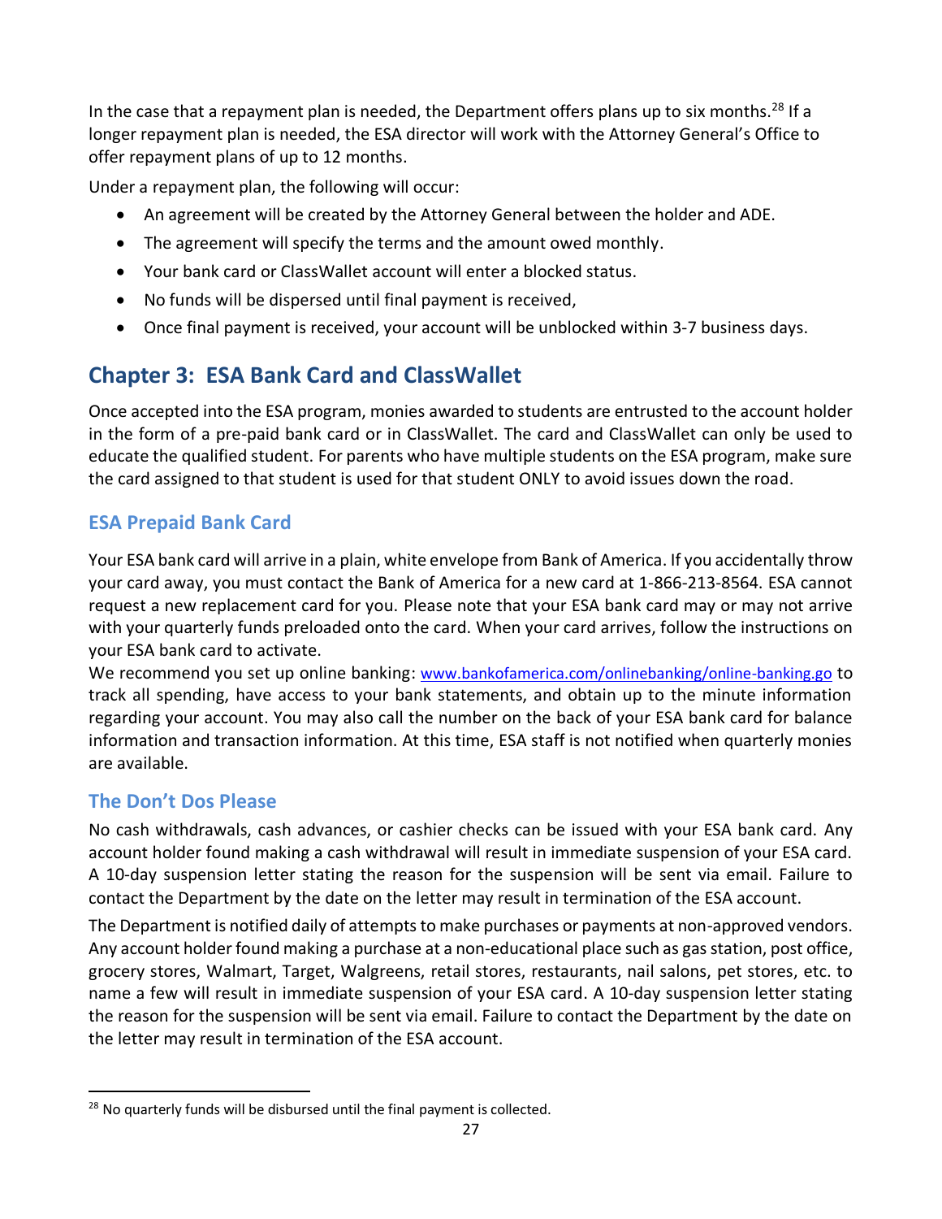In the case that a repayment plan is needed, the Department offers plans up to six months.[28] If a longer repayment plan is needed, the ESA director will work with the Attorney General's Office to offer repayment plans of up to 12 months.

Under a repayment plan, the following will occur:

- An agreement will be created by the Attorney General between the holder and ADE.
- The agreement will specify the terms and the amount owed monthly.
- Your bank card or ClassWallet account will enter a blocked status.
- No funds will be dispersed until final payment is received,
- Once final payment is received, your account will be unblocked within 3-7 business days.

## Chapter 3: ESA Bank Card and ClassWallet

Once accepted into the ESA program, monies awarded to students are entrusted to the account holder in the form of a pre-paid bank card or in ClassWallet. The card and ClassWallet can only be used to educate the qualified student. For parents who have multiple students on the ESA program, make sure the card assigned to that student is used for that student ONLY to avoid issues down the road.

### ESA Prepaid Bank Card

Your ESA bank card will arrive in a plain, white envelope from Bank of America. If you accidentally throw your card away, you must contact the Bank of America for a new card at 1-866-213-8564. ESA cannot request a new replacement card for you. Please note that your ESA bank card may or may not arrive with your quarterly funds preloaded onto the card. When your card arrives, follow the instructions on your ESA bank card to activate.

We recommend you set up online banking: www.bankofamerica.com/onlinebanking/online-banking.go to track all spending, have access to your bank statements, and obtain up to the minute information regarding your account. You may also call the number on the back of your ESA bank card for balance information and transaction information. At this time, ESA staff is not notified when quarterly monies are available.

### The Don't Dos Please

No cash withdrawals, cash advances, or cashier checks can be issued with your ESA bank card. Any account holder found making a cash withdrawal will result in immediate suspension of your ESA card. A 10-day suspension letter stating the reason for the suspension will be sent via email. Failure to contact the Department by the date on the letter may result in termination of the ESA account.

The Department is notified daily of attempts to make purchases or payments at non-approved vendors. Any account holder found making a purchase at a non-educational place such as gas station, post office, grocery stores, Walmart, Target, Walgreens, retail stores, restaurants, nail salons, pet stores, etc. to name a few will result in immediate suspension of your ESA card. A 10-day suspension letter stating the reason for the suspension will be sent via email. Failure to contact the Department by the date on the letter may result in termination of the ESA account.

[28] No quarterly funds will be disbursed until the final payment is collected.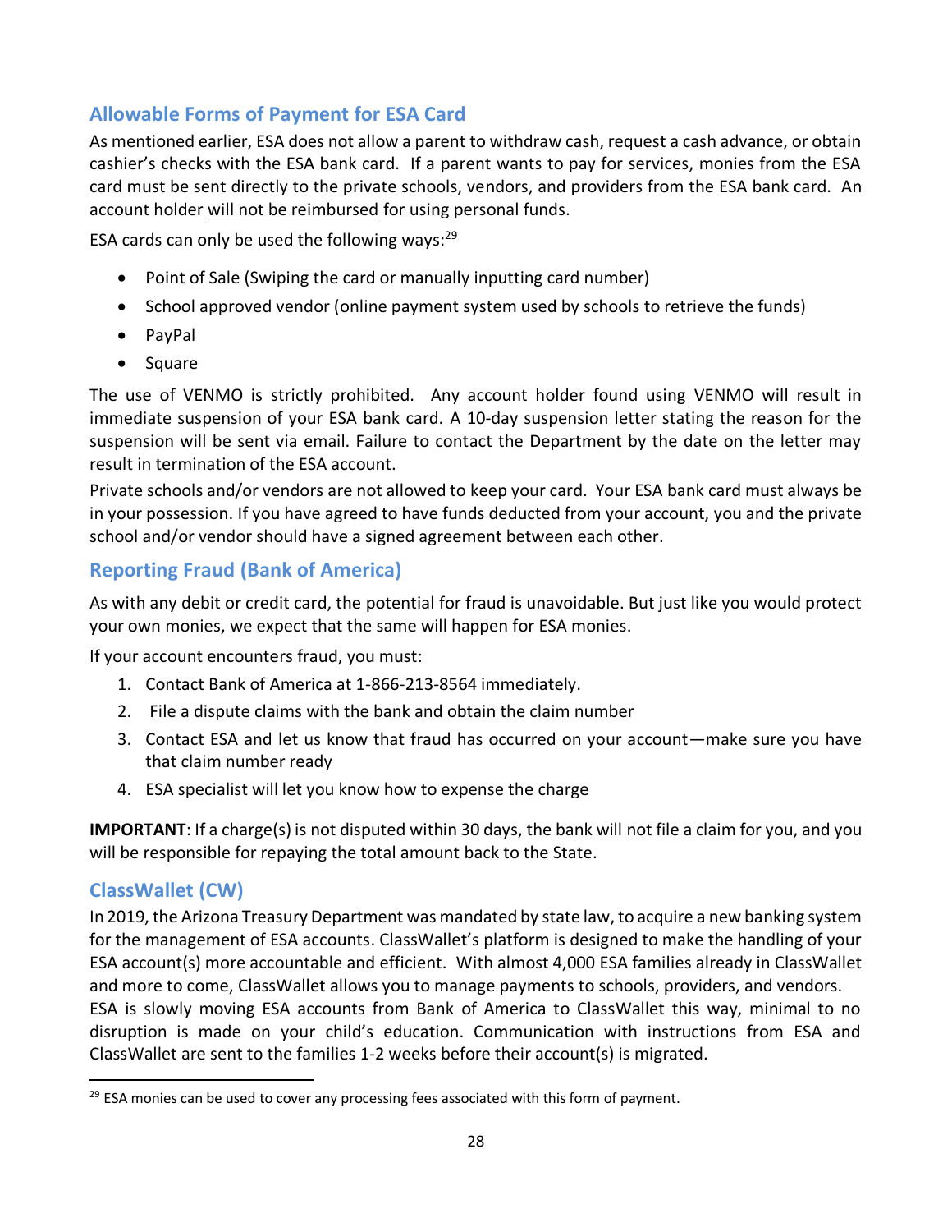## Allowable Forms of Payment for ESA Card

As mentioned earlier, ESA does not allow a parent to withdraw cash, request a cash advance, or obtain cashier's checks with the ESA bank card. If a parent wants to pay for services, monies from the ESA card must be sent directly to the private schools, vendors, and providers from the ESA bank card. An account holder <u>will not be reimbursed</u> for using personal funds.

ESA cards can only be used the following ways:[29]

- Point of Sale (Swiping the card or manually inputting card number)
- School approved vendor (online payment system used by schools to retrieve the funds)
- PayPal
- Square

The use of VENMO is strictly prohibited. Any account holder found using VENMO will result in immediate suspension of your ESA bank card. A 10-day suspension letter stating the reason for the suspension will be sent via email. Failure to contact the Department by the date on the letter may result in termination of the ESA account.

Private schools and/or vendors are not allowed to keep your card. Your ESA bank card must always be in your possession. If you have agreed to have funds deducted from your account, you and the private school and/or vendor should have a signed agreement between each other.

## Reporting Fraud (Bank of America)

As with any debit or credit card, the potential for fraud is unavoidable. But just like you would protect your own monies, we expect that the same will happen for ESA monies.

If your account encounters fraud, you must:

1. Contact Bank of America at 1-866-213-8564 immediately.
2. File a dispute claims with the bank and obtain the claim number
3. Contact ESA and let us know that fraud has occurred on your account—make sure you have that claim number ready
4. ESA specialist will let you know how to expense the charge

**IMPORTANT**: If a charge(s) is not disputed within 30 days, the bank will not file a claim for you, and you will be responsible for repaying the total amount back to the State.

## ClassWallet (CW)

In 2019, the Arizona Treasury Department was mandated by state law, to acquire a new banking system for the management of ESA accounts. ClassWallet's platform is designed to make the handling of your ESA account(s) more accountable and efficient. With almost 4,000 ESA families already in ClassWallet and more to come, ClassWallet allows you to manage payments to schools, providers, and vendors.

ESA is slowly moving ESA accounts from Bank of America to ClassWallet this way, minimal to no disruption is made on your child's education. Communication with instructions from ESA and ClassWallet are sent to the families 1-2 weeks before their account(s) is migrated.

---

[29] ESA monies can be used to cover any processing fees associated with this form of payment.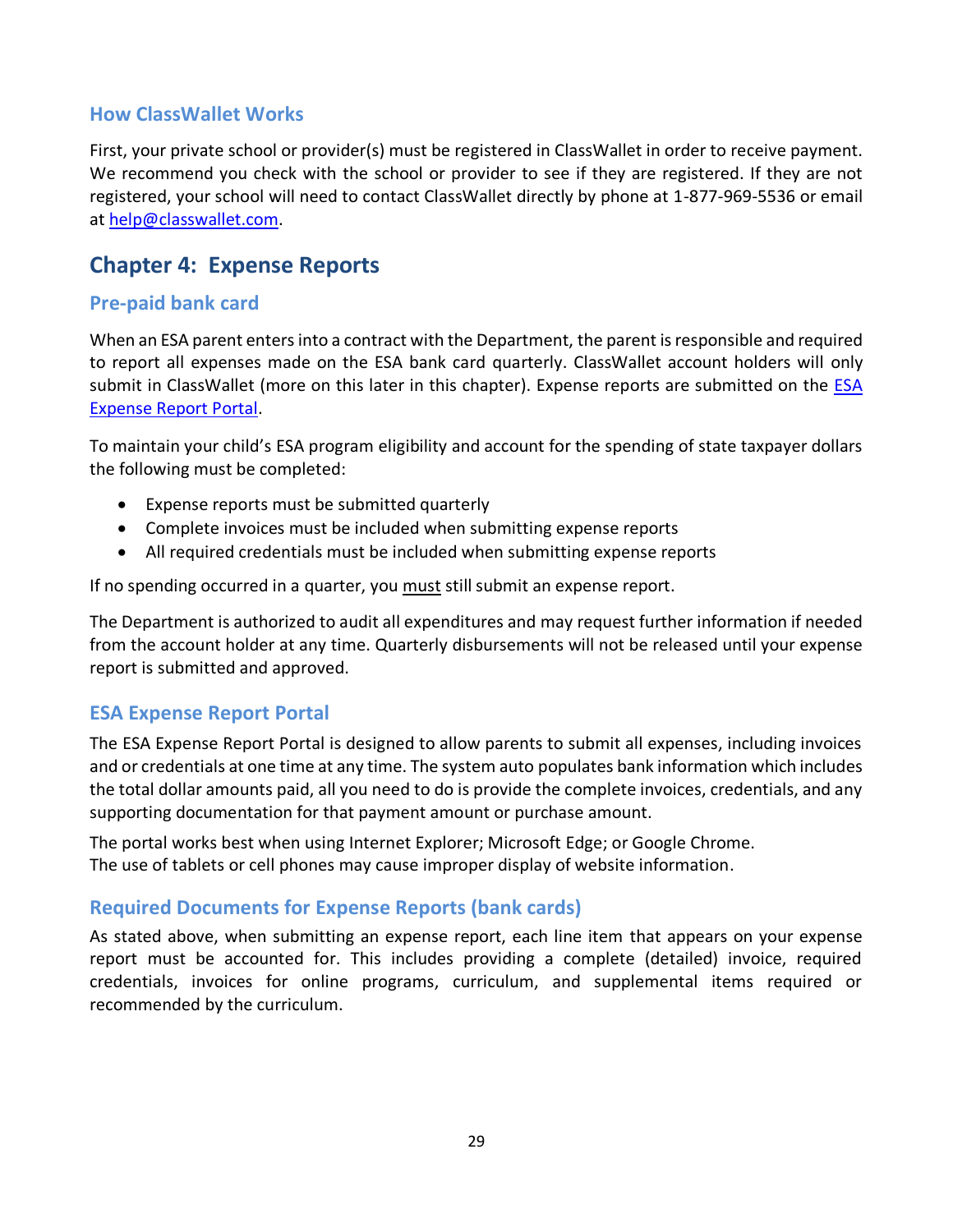### How ClassWallet Works

First, your private school or provider(s) must be registered in ClassWallet in order to receive payment. We recommend you check with the school or provider to see if they are registered. If they are not registered, your school will need to contact ClassWallet directly by phone at 1-877-969-5536 or email at help@classwallet.com.

## Chapter 4: Expense Reports

### Pre-paid bank card

When an ESA parent enters into a contract with the Department, the parent is responsible and required to report all expenses made on the ESA bank card quarterly. ClassWallet account holders will only submit in ClassWallet (more on this later in this chapter). Expense reports are submitted on the ESA Expense Report Portal.

To maintain your child's ESA program eligibility and account for the spending of state taxpayer dollars the following must be completed:

- Expense reports must be submitted quarterly
- Complete invoices must be included when submitting expense reports
- All required credentials must be included when submitting expense reports

If no spending occurred in a quarter, you must still submit an expense report.

The Department is authorized to audit all expenditures and may request further information if needed from the account holder at any time. Quarterly disbursements will not be released until your expense report is submitted and approved.

### ESA Expense Report Portal

The ESA Expense Report Portal is designed to allow parents to submit all expenses, including invoices and or credentials at one time at any time. The system auto populates bank information which includes the total dollar amounts paid, all you need to do is provide the complete invoices, credentials, and any supporting documentation for that payment amount or purchase amount.

The portal works best when using Internet Explorer; Microsoft Edge; or Google Chrome.
The use of tablets or cell phones may cause improper display of website information.

### Required Documents for Expense Reports (bank cards)

As stated above, when submitting an expense report, each line item that appears on your expense report must be accounted for. This includes providing a complete (detailed) invoice, required credentials, invoices for online programs, curriculum, and supplemental items required or recommended by the curriculum.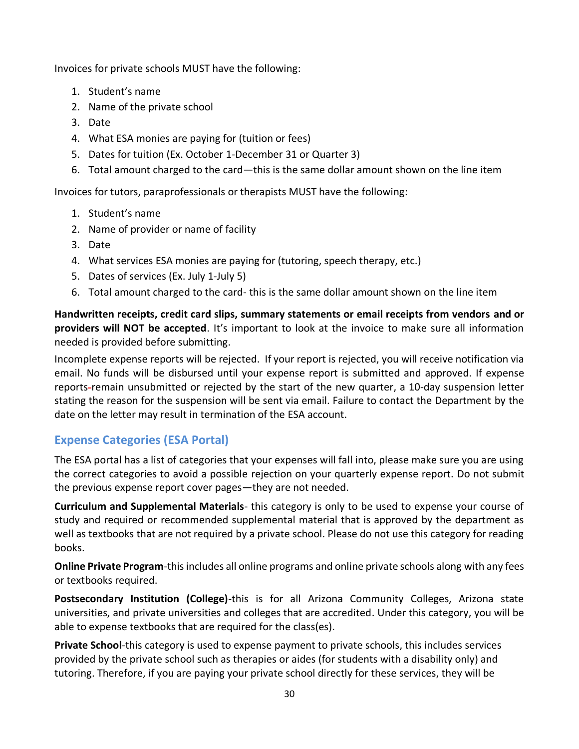Invoices for private schools MUST have the following:

1. Student's name
2. Name of the private school
3. Date
4. What ESA monies are paying for (tuition or fees)
5. Dates for tuition (Ex. October 1-December 31 or Quarter 3)
6. Total amount charged to the card—this is the same dollar amount shown on the line item

Invoices for tutors, paraprofessionals or therapists MUST have the following:

1. Student's name
2. Name of provider or name of facility
3. Date
4. What services ESA monies are paying for (tutoring, speech therapy, etc.)
5. Dates of services (Ex. July 1-July 5)
6. Total amount charged to the card- this is the same dollar amount shown on the line item

**Handwritten receipts, credit card slips, summary statements or email receipts from vendors and or providers will NOT be accepted**. It's important to look at the invoice to make sure all information needed is provided before submitting.

Incomplete expense reports will be rejected. If your report is rejected, you will receive notification via email. No funds will be disbursed until your expense report is submitted and approved. If expense reports remain unsubmitted or rejected by the start of the new quarter, a 10-day suspension letter stating the reason for the suspension will be sent via email. Failure to contact the Department by the date on the letter may result in termination of the ESA account.

## Expense Categories (ESA Portal)

The ESA portal has a list of categories that your expenses will fall into, please make sure you are using the correct categories to avoid a possible rejection on your quarterly expense report. Do not submit the previous expense report cover pages—they are not needed.

**Curriculum and Supplemental Materials**- this category is only to be used to expense your course of study and required or recommended supplemental material that is approved by the department as well as textbooks that are not required by a private school. Please do not use this category for reading books.

**Online Private Program**-this includes all online programs and online private schools along with any fees or textbooks required.

**Postsecondary Institution (College)**-this is for all Arizona Community Colleges, Arizona state universities, and private universities and colleges that are accredited. Under this category, you will be able to expense textbooks that are required for the class(es).

**Private School**-this category is used to expense payment to private schools, this includes services provided by the private school such as therapies or aides (for students with a disability only) and tutoring. Therefore, if you are paying your private school directly for these services, they will be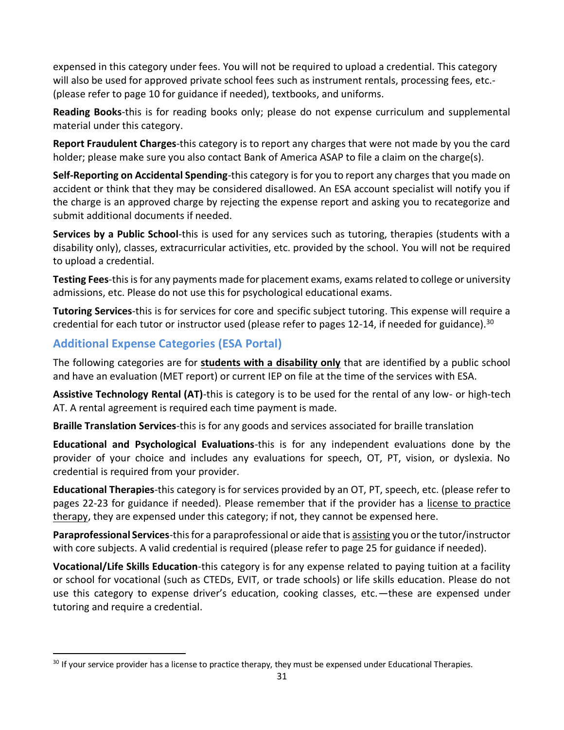expensed in this category under fees. You will not be required to upload a credential. This category will also be used for approved private school fees such as instrument rentals, processing fees, etc.- (please refer to page 10 for guidance if needed), textbooks, and uniforms.

**Reading Books**-this is for reading books only; please do not expense curriculum and supplemental material under this category.

**Report Fraudulent Charges**-this category is to report any charges that were not made by you the card holder; please make sure you also contact Bank of America ASAP to file a claim on the charge(s).

**Self-Reporting on Accidental Spending**-this category is for you to report any charges that you made on accident or think that they may be considered disallowed. An ESA account specialist will notify you if the charge is an approved charge by rejecting the expense report and asking you to recategorize and submit additional documents if needed.

**Services by a Public School**-this is used for any services such as tutoring, therapies (students with a disability only), classes, extracurricular activities, etc. provided by the school. You will not be required to upload a credential.

**Testing Fees**-this is for any payments made for placement exams, exams related to college or university admissions, etc. Please do not use this for psychological educational exams.

**Tutoring Services**-this is for services for core and specific subject tutoring. This expense will require a credential for each tutor or instructor used (please refer to pages 12-14, if needed for guidance).[30]

## Additional Expense Categories (ESA Portal)

The following categories are for **students with a disability only** that are identified by a public school and have an evaluation (MET report) or current IEP on file at the time of the services with ESA.

**Assistive Technology Rental (AT)**-this is category is to be used for the rental of any low- or high-tech AT. A rental agreement is required each time payment is made.

**Braille Translation Services**-this is for any goods and services associated for braille translation

**Educational and Psychological Evaluations**-this is for any independent evaluations done by the provider of your choice and includes any evaluations for speech, OT, PT, vision, or dyslexia. No credential is required from your provider.

**Educational Therapies**-this category is for services provided by an OT, PT, speech, etc. (please refer to pages 22-23 for guidance if needed). Please remember that if the provider has a license to practice therapy, they are expensed under this category; if not, they cannot be expensed here.

**Paraprofessional Services**-this for a paraprofessional or aide that is assisting you or the tutor/instructor with core subjects. A valid credential is required (please refer to page 25 for guidance if needed).

**Vocational/Life Skills Education**-this category is for any expense related to paying tuition at a facility or school for vocational (such as CTEDs, EVIT, or trade schools) or life skills education. Please do not use this category to expense driver's education, cooking classes, etc.—these are expensed under tutoring and require a credential.

[30] If your service provider has a license to practice therapy, they must be expensed under Educational Therapies.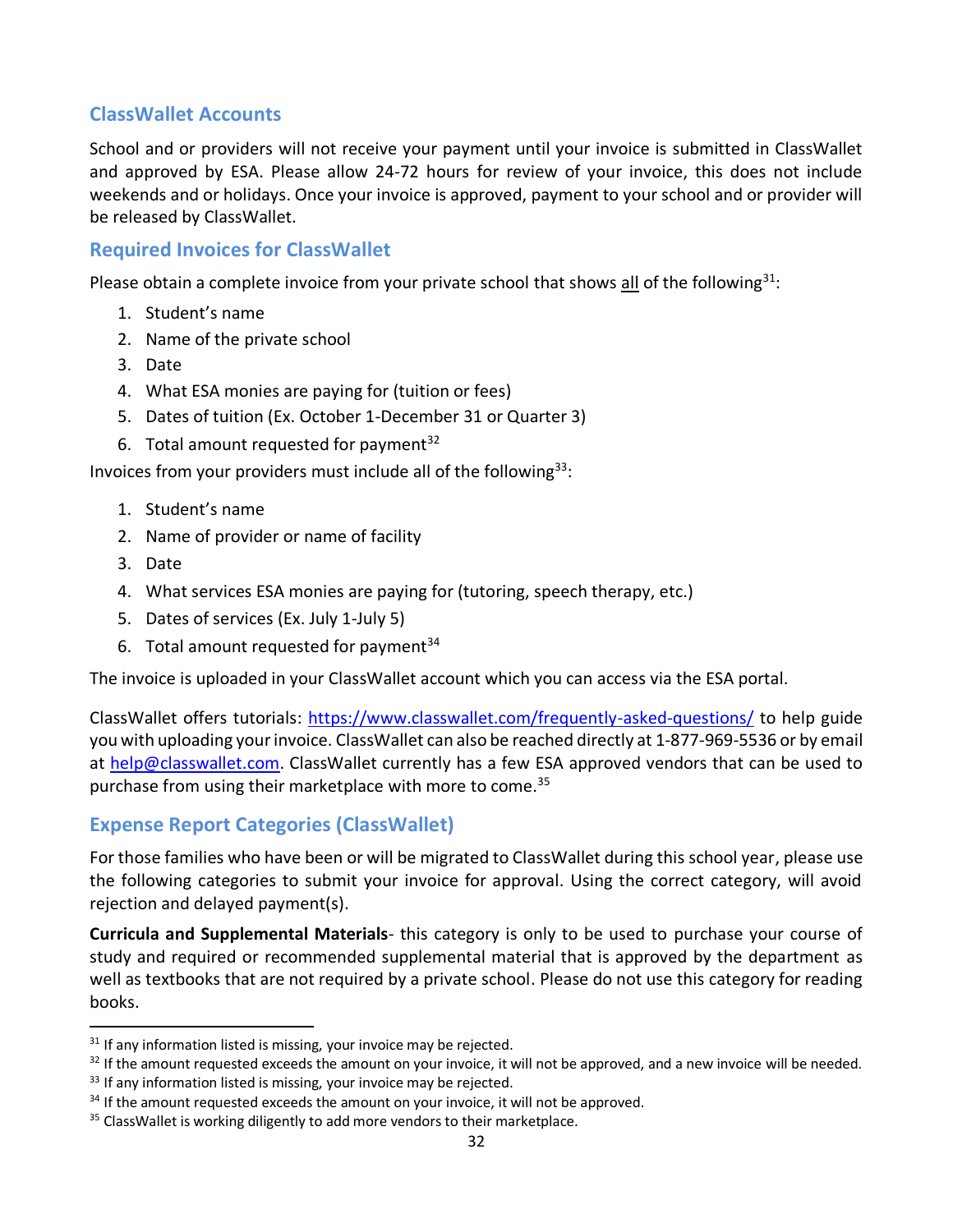## ClassWallet Accounts

School and or providers will not receive your payment until your invoice is submitted in ClassWallet and approved by ESA. Please allow 24-72 hours for review of your invoice, this does not include weekends and or holidays. Once your invoice is approved, payment to your school and or provider will be released by ClassWallet.

## Required Invoices for ClassWallet

Please obtain a complete invoice from your private school that shows all of the following[31]:

1. Student's name
2. Name of the private school
3. Date
4. What ESA monies are paying for (tuition or fees)
5. Dates of tuition (Ex. October 1-December 31 or Quarter 3)
6. Total amount requested for payment[32]

Invoices from your providers must include all of the following[33]:

1. Student's name
2. Name of provider or name of facility
3. Date
4. What services ESA monies are paying for (tutoring, speech therapy, etc.)
5. Dates of services (Ex. July 1-July 5)
6. Total amount requested for payment[34]

The invoice is uploaded in your ClassWallet account which you can access via the ESA portal.

ClassWallet offers tutorials: https://www.classwallet.com/frequently-asked-questions/ to help guide you with uploading your invoice. ClassWallet can also be reached directly at 1-877-969-5536 or by email at help@classwallet.com. ClassWallet currently has a few ESA approved vendors that can be used to purchase from using their marketplace with more to come.[35]

## Expense Report Categories (ClassWallet)

For those families who have been or will be migrated to ClassWallet during this school year, please use the following categories to submit your invoice for approval. Using the correct category, will avoid rejection and delayed payment(s).

**Curricula and Supplemental Materials**- this category is only to be used to purchase your course of study and required or recommended supplemental material that is approved by the department as well as textbooks that are not required by a private school. Please do not use this category for reading books.

---

[31] If any information listed is missing, your invoice may be rejected.

[32] If the amount requested exceeds the amount on your invoice, it will not be approved, and a new invoice will be needed.

[33] If any information listed is missing, your invoice may be rejected.

[34] If the amount requested exceeds the amount on your invoice, it will not be approved.

[35] ClassWallet is working diligently to add more vendors to their marketplace.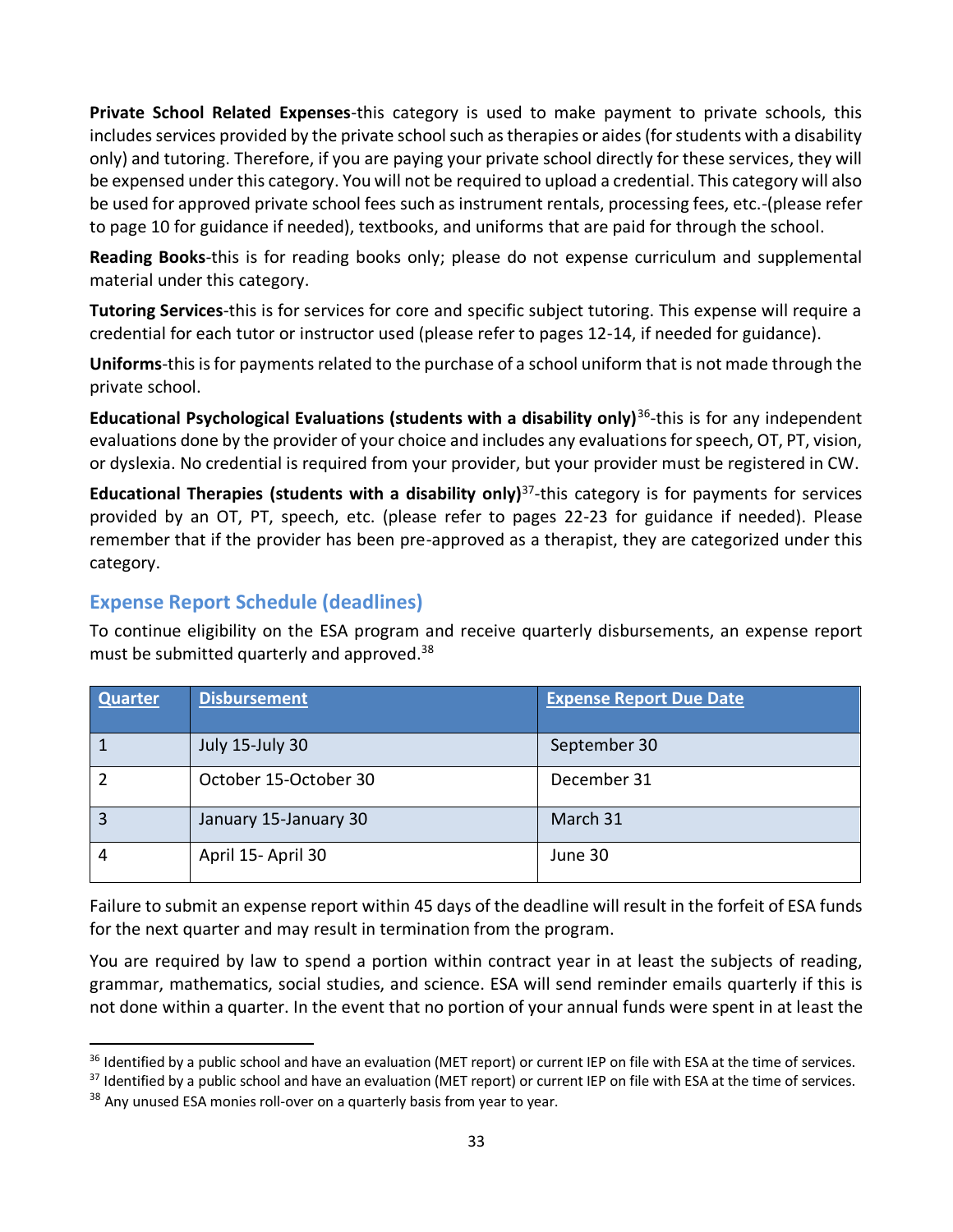**Private School Related Expenses**-this category is used to make payment to private schools, this includes services provided by the private school such as therapies or aides (for students with a disability only) and tutoring. Therefore, if you are paying your private school directly for these services, they will be expensed under this category. You will not be required to upload a credential. This category will also be used for approved private school fees such as instrument rentals, processing fees, etc.-(please refer to page 10 for guidance if needed), textbooks, and uniforms that are paid for through the school.

**Reading Books**-this is for reading books only; please do not expense curriculum and supplemental material under this category.

**Tutoring Services**-this is for services for core and specific subject tutoring. This expense will require a credential for each tutor or instructor used (please refer to pages 12-14, if needed for guidance).

**Uniforms**-this is for payments related to the purchase of a school uniform that is not made through the private school.

**Educational Psychological Evaluations (students with a disability only)**[36]-this is for any independent evaluations done by the provider of your choice and includes any evaluations for speech, OT, PT, vision, or dyslexia. No credential is required from your provider, but your provider must be registered in CW.

**Educational Therapies (students with a disability only)**[37]-this category is for payments for services provided by an OT, PT, speech, etc. (please refer to pages 22-23 for guidance if needed). Please remember that if the provider has been pre-approved as a therapist, they are categorized under this category.

## Expense Report Schedule (deadlines)

To continue eligibility on the ESA program and receive quarterly disbursements, an expense report must be submitted quarterly and approved.[38]

| Quarter | Disbursement | Expense Report Due Date |
|---|---|---|
| 1 | July 15-July 30 | September 30 |
| 2 | October 15-October 30 | December 31 |
| 3 | January 15-January 30 | March 31 |
| 4 | April 15- April 30 | June 30 |

Failure to submit an expense report within 45 days of the deadline will result in the forfeit of ESA funds for the next quarter and may result in termination from the program.

You are required by law to spend a portion within contract year in at least the subjects of reading, grammar, mathematics, social studies, and science. ESA will send reminder emails quarterly if this is not done within a quarter. In the event that no portion of your annual funds were spent in at least the

---

[36] Identified by a public school and have an evaluation (MET report) or current IEP on file with ESA at the time of services.

[37] Identified by a public school and have an evaluation (MET report) or current IEP on file with ESA at the time of services.

[38] Any unused ESA monies roll-over on a quarterly basis from year to year.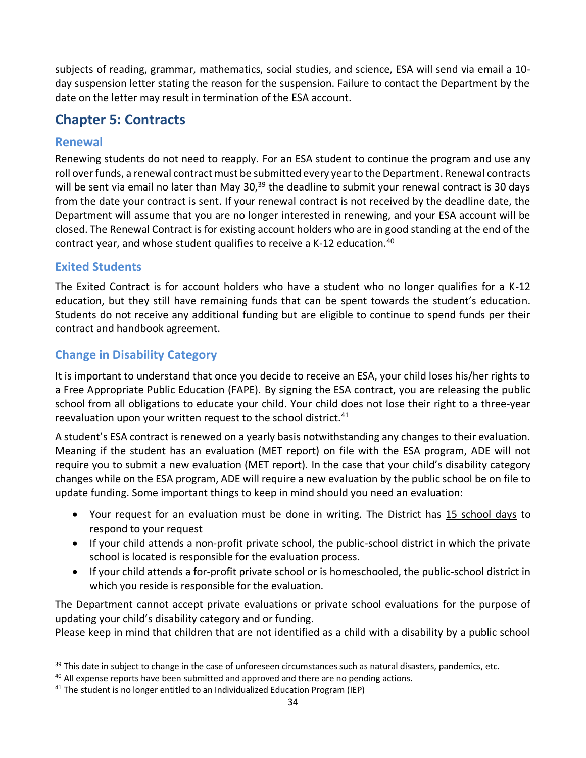subjects of reading, grammar, mathematics, social studies, and science, ESA will send via email a 10-day suspension letter stating the reason for the suspension. Failure to contact the Department by the date on the letter may result in termination of the ESA account.

## Chapter 5: Contracts

### Renewal

Renewing students do not need to reapply. For an ESA student to continue the program and use any roll over funds, a renewal contract must be submitted every year to the Department. Renewal contracts will be sent via email no later than May 30,[39] the deadline to submit your renewal contract is 30 days from the date your contract is sent. If your renewal contract is not received by the deadline date, the Department will assume that you are no longer interested in renewing, and your ESA account will be closed. The Renewal Contract is for existing account holders who are in good standing at the end of the contract year, and whose student qualifies to receive a K-12 education.[40]

### Exited Students

The Exited Contract is for account holders who have a student who no longer qualifies for a K-12 education, but they still have remaining funds that can be spent towards the student's education. Students do not receive any additional funding but are eligible to continue to spend funds per their contract and handbook agreement.

### Change in Disability Category

It is important to understand that once you decide to receive an ESA, your child loses his/her rights to a Free Appropriate Public Education (FAPE). By signing the ESA contract, you are releasing the public school from all obligations to educate your child. Your child does not lose their right to a three-year reevaluation upon your written request to the school district.[41]

A student's ESA contract is renewed on a yearly basis notwithstanding any changes to their evaluation. Meaning if the student has an evaluation (MET report) on file with the ESA program, ADE will not require you to submit a new evaluation (MET report). In the case that your child's disability category changes while on the ESA program, ADE will require a new evaluation by the public school be on file to update funding. Some important things to keep in mind should you need an evaluation:

- Your request for an evaluation must be done in writing. The District has <u>15 school days</u> to respond to your request
- If your child attends a non-profit private school, the public-school district in which the private school is located is responsible for the evaluation process.
- If your child attends a for-profit private school or is homeschooled, the public-school district in which you reside is responsible for the evaluation.

The Department cannot accept private evaluations or private school evaluations for the purpose of updating your child's disability category and or funding.
Please keep in mind that children that are not identified as a child with a disability by a public school

---

[39] This date in subject to change in the case of unforeseen circumstances such as natural disasters, pandemics, etc.

[40] All expense reports have been submitted and approved and there are no pending actions.

[41] The student is no longer entitled to an Individualized Education Program (IEP)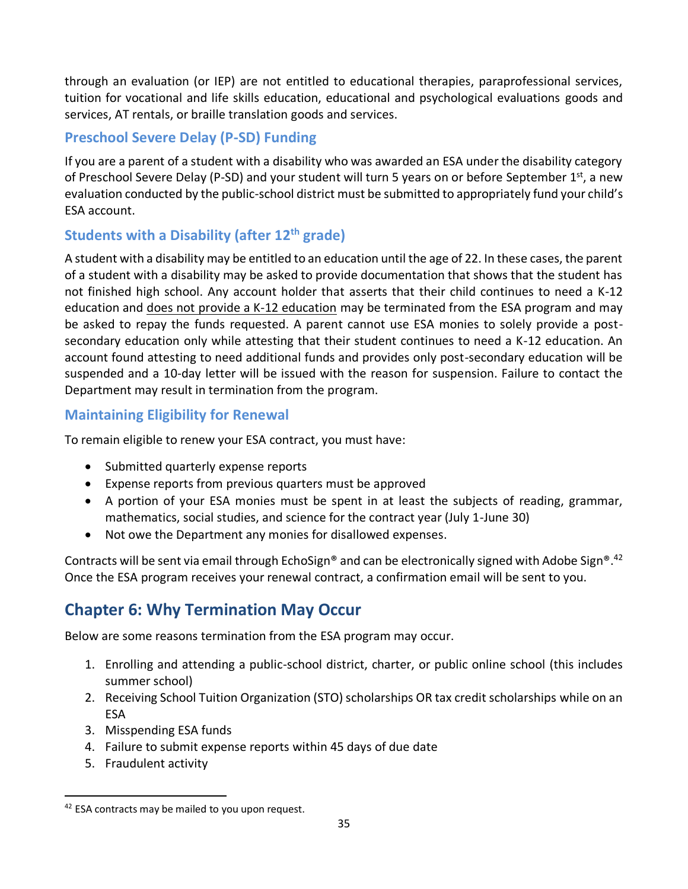through an evaluation (or IEP) are not entitled to educational therapies, paraprofessional services, tuition for vocational and life skills education, educational and psychological evaluations goods and services, AT rentals, or braille translation goods and services.

### Preschool Severe Delay (P-SD) Funding

If you are a parent of a student with a disability who was awarded an ESA under the disability category of Preschool Severe Delay (P-SD) and your student will turn 5 years on or before September 1st, a new evaluation conducted by the public-school district must be submitted to appropriately fund your child's ESA account.

### Students with a Disability (after 12th grade)

A student with a disability may be entitled to an education until the age of 22. In these cases, the parent of a student with a disability may be asked to provide documentation that shows that the student has not finished high school. Any account holder that asserts that their child continues to need a K-12 education and does not provide a K-12 education may be terminated from the ESA program and may be asked to repay the funds requested. A parent cannot use ESA monies to solely provide a post-secondary education only while attesting that their student continues to need a K-12 education. An account found attesting to need additional funds and provides only post-secondary education will be suspended and a 10-day letter will be issued with the reason for suspension. Failure to contact the Department may result in termination from the program.

### Maintaining Eligibility for Renewal

To remain eligible to renew your ESA contract, you must have:

- Submitted quarterly expense reports
- Expense reports from previous quarters must be approved
- A portion of your ESA monies must be spent in at least the subjects of reading, grammar, mathematics, social studies, and science for the contract year (July 1-June 30)
- Not owe the Department any monies for disallowed expenses.

Contracts will be sent via email through EchoSign® and can be electronically signed with Adobe Sign®.[42] Once the ESA program receives your renewal contract, a confirmation email will be sent to you.

## Chapter 6: Why Termination May Occur

Below are some reasons termination from the ESA program may occur.

1. Enrolling and attending a public-school district, charter, or public online school (this includes summer school)
2. Receiving School Tuition Organization (STO) scholarships OR tax credit scholarships while on an ESA
3. Misspending ESA funds
4. Failure to submit expense reports within 45 days of due date
5. Fraudulent activity

[42] ESA contracts may be mailed to you upon request.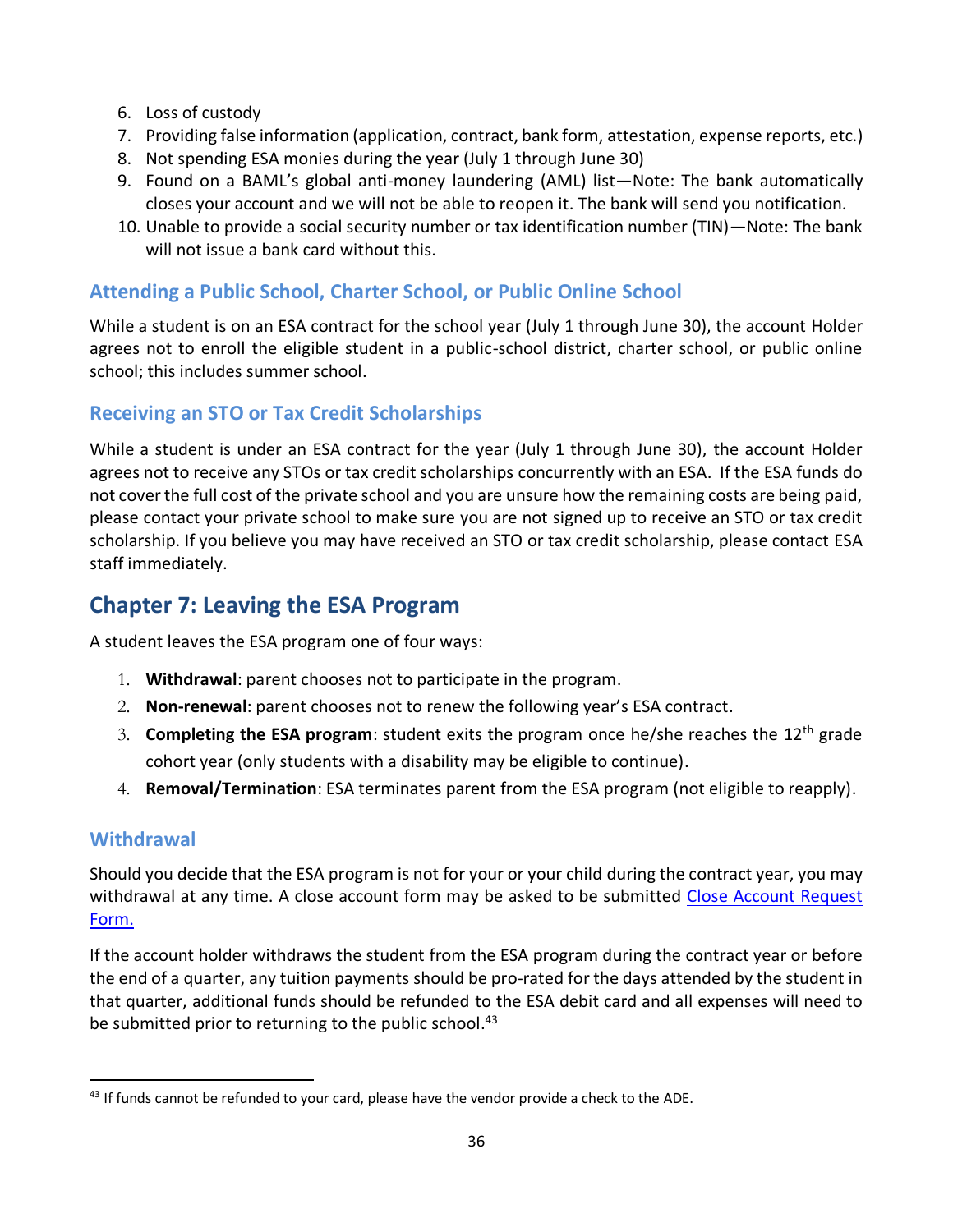6. Loss of custody
7. Providing false information (application, contract, bank form, attestation, expense reports, etc.)
8. Not spending ESA monies during the year (July 1 through June 30)
9. Found on a BAML's global anti-money laundering (AML) list—Note: The bank automatically closes your account and we will not be able to reopen it. The bank will send you notification.
10. Unable to provide a social security number or tax identification number (TIN)—Note: The bank will not issue a bank card without this.

### Attending a Public School, Charter School, or Public Online School

While a student is on an ESA contract for the school year (July 1 through June 30), the account Holder agrees not to enroll the eligible student in a public-school district, charter school, or public online school; this includes summer school.

### Receiving an STO or Tax Credit Scholarships

While a student is under an ESA contract for the year (July 1 through June 30), the account Holder agrees not to receive any STOs or tax credit scholarships concurrently with an ESA. If the ESA funds do not cover the full cost of the private school and you are unsure how the remaining costs are being paid, please contact your private school to make sure you are not signed up to receive an STO or tax credit scholarship. If you believe you may have received an STO or tax credit scholarship, please contact ESA staff immediately.

## Chapter 7: Leaving the ESA Program

A student leaves the ESA program one of four ways:

1. **Withdrawal**: parent chooses not to participate in the program.
2. **Non-renewal**: parent chooses not to renew the following year's ESA contract.
3. **Completing the ESA program**: student exits the program once he/she reaches the 12th grade cohort year (only students with a disability may be eligible to continue).
4. **Removal/Termination**: ESA terminates parent from the ESA program (not eligible to reapply).

### Withdrawal

Should you decide that the ESA program is not for your or your child during the contract year, you may withdrawal at any time. A close account form may be asked to be submitted Close Account Request Form.

If the account holder withdraws the student from the ESA program during the contract year or before the end of a quarter, any tuition payments should be pro-rated for the days attended by the student in that quarter, additional funds should be refunded to the ESA debit card and all expenses will need to be submitted prior to returning to the public school.[43]

[43] If funds cannot be refunded to your card, please have the vendor provide a check to the ADE.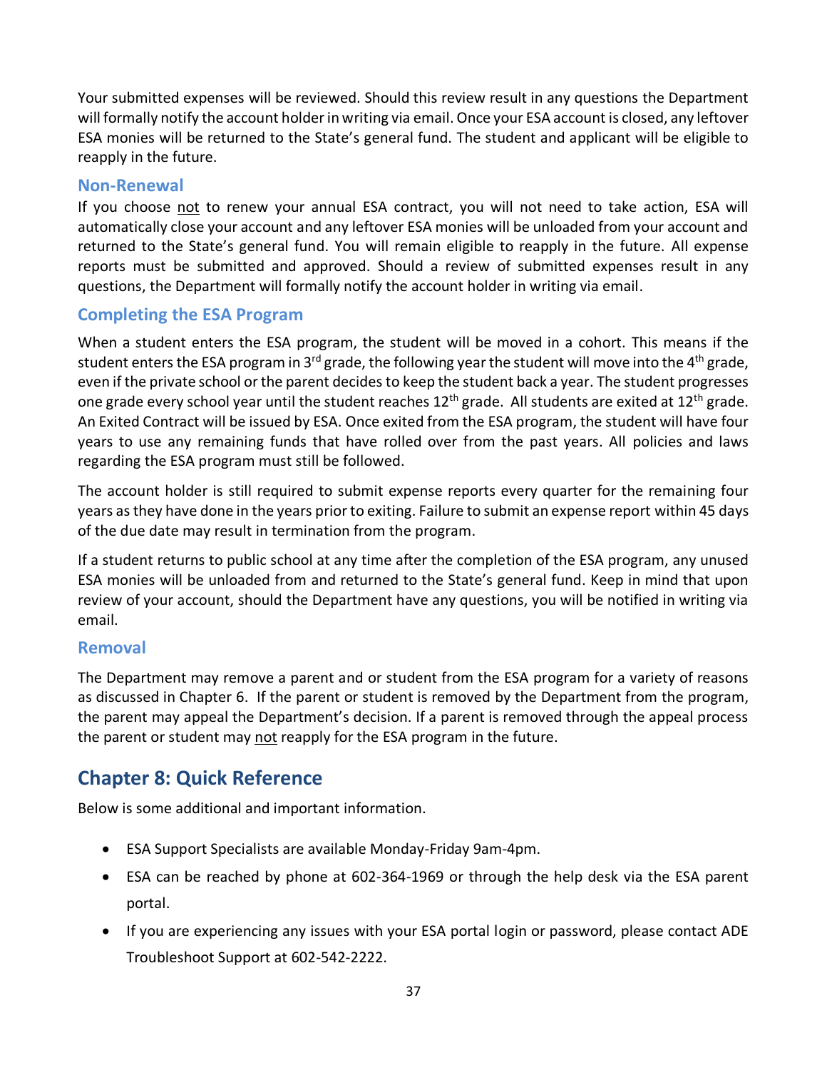Your submitted expenses will be reviewed. Should this review result in any questions the Department will formally notify the account holder in writing via email. Once your ESA account is closed, any leftover ESA monies will be returned to the State's general fund. The student and applicant will be eligible to reapply in the future.

### Non-Renewal

If you choose not to renew your annual ESA contract, you will not need to take action, ESA will automatically close your account and any leftover ESA monies will be unloaded from your account and returned to the State's general fund. You will remain eligible to reapply in the future. All expense reports must be submitted and approved. Should a review of submitted expenses result in any questions, the Department will formally notify the account holder in writing via email.

### Completing the ESA Program

When a student enters the ESA program, the student will be moved in a cohort. This means if the student enters the ESA program in 3rd grade, the following year the student will move into the 4th grade, even if the private school or the parent decides to keep the student back a year. The student progresses one grade every school year until the student reaches 12th grade. All students are exited at 12th grade. An Exited Contract will be issued by ESA. Once exited from the ESA program, the student will have four years to use any remaining funds that have rolled over from the past years. All policies and laws regarding the ESA program must still be followed.

The account holder is still required to submit expense reports every quarter for the remaining four years as they have done in the years prior to exiting. Failure to submit an expense report within 45 days of the due date may result in termination from the program.

If a student returns to public school at any time after the completion of the ESA program, any unused ESA monies will be unloaded from and returned to the State's general fund. Keep in mind that upon review of your account, should the Department have any questions, you will be notified in writing via email.

### Removal

The Department may remove a parent and or student from the ESA program for a variety of reasons as discussed in Chapter 6. If the parent or student is removed by the Department from the program, the parent may appeal the Department's decision. If a parent is removed through the appeal process the parent or student may not reapply for the ESA program in the future.

## Chapter 8: Quick Reference

Below is some additional and important information.

- ESA Support Specialists are available Monday-Friday 9am-4pm.
- ESA can be reached by phone at 602-364-1969 or through the help desk via the ESA parent portal.
- If you are experiencing any issues with your ESA portal login or password, please contact ADE Troubleshoot Support at 602-542-2222.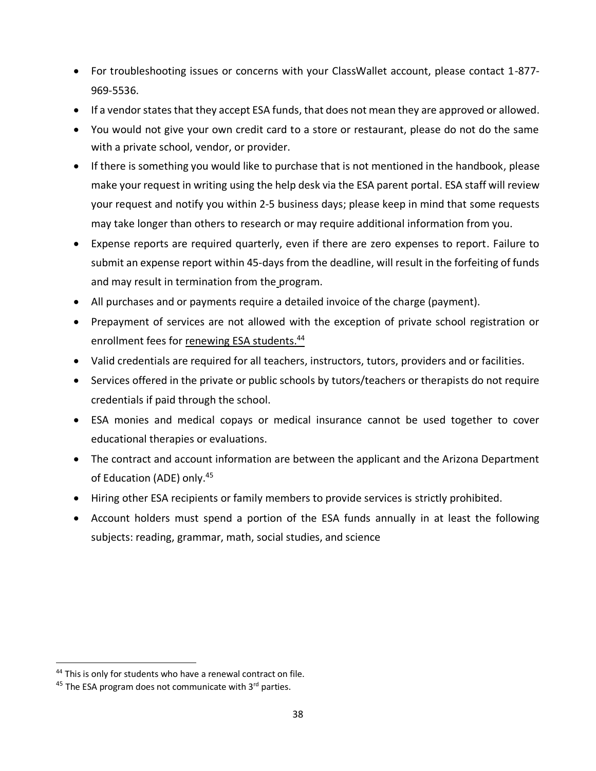- For troubleshooting issues or concerns with your ClassWallet account, please contact 1-877-969-5536.
- If a vendor states that they accept ESA funds, that does not mean they are approved or allowed.
- You would not give your own credit card to a store or restaurant, please do not do the same with a private school, vendor, or provider.
- If there is something you would like to purchase that is not mentioned in the handbook, please make your request in writing using the help desk via the ESA parent portal. ESA staff will review your request and notify you within 2-5 business days; please keep in mind that some requests may take longer than others to research or may require additional information from you.
- Expense reports are required quarterly, even if there are zero expenses to report. Failure to submit an expense report within 45-days from the deadline, will result in the forfeiting of funds and may result in termination from the program.
- All purchases and or payments require a detailed invoice of the charge (payment).
- Prepayment of services are not allowed with the exception of private school registration or enrollment fees for renewing ESA students.[44]
- Valid credentials are required for all teachers, instructors, tutors, providers and or facilities.
- Services offered in the private or public schools by tutors/teachers or therapists do not require credentials if paid through the school.
- ESA monies and medical copays or medical insurance cannot be used together to cover educational therapies or evaluations.
- The contract and account information are between the applicant and the Arizona Department of Education (ADE) only.[45]
- Hiring other ESA recipients or family members to provide services is strictly prohibited.
- Account holders must spend a portion of the ESA funds annually in at least the following subjects: reading, grammar, math, social studies, and science

---

[44] This is only for students who have a renewal contract on file.

[45] The ESA program does not communicate with 3rd parties.